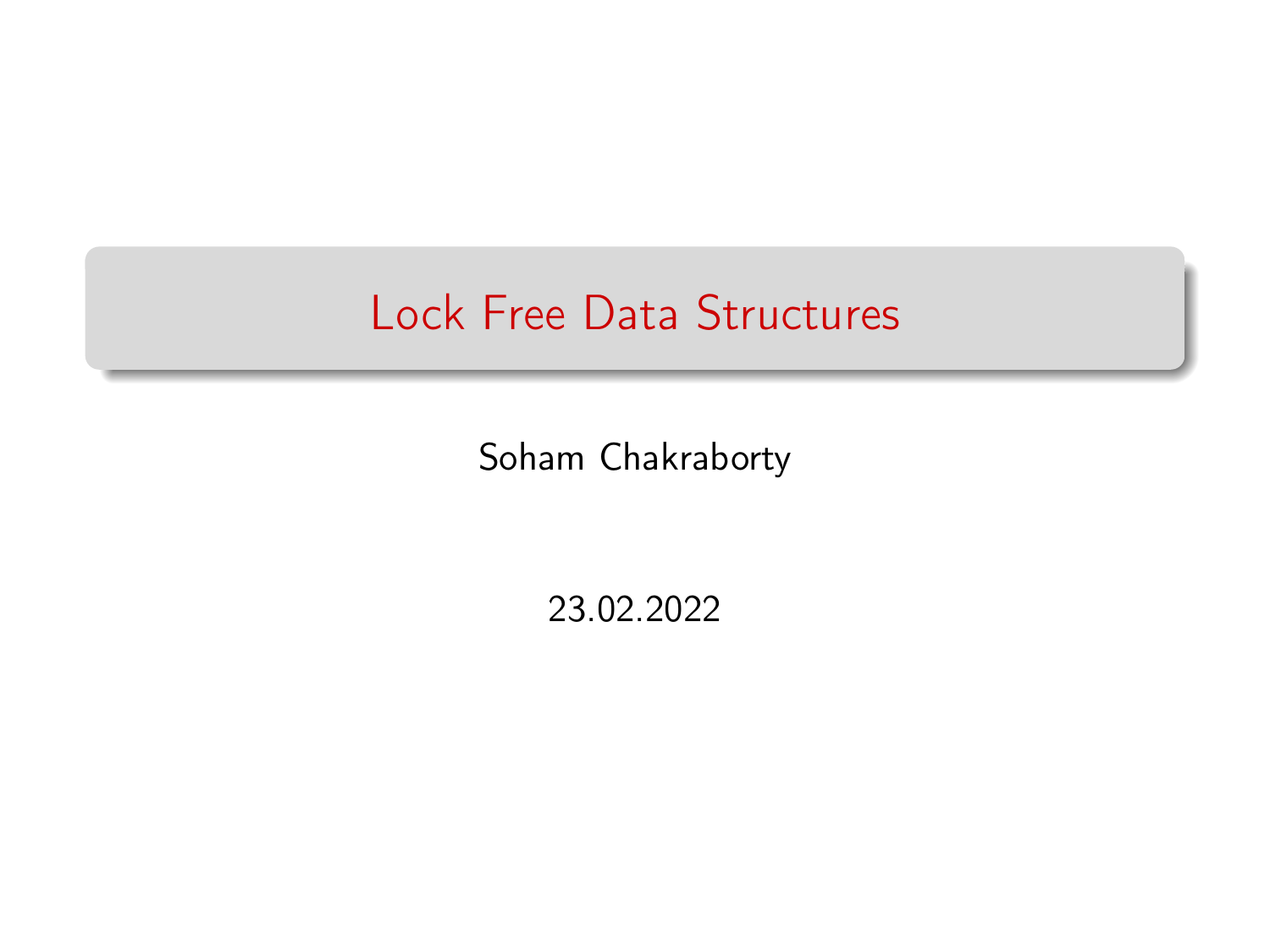# Lock Free Data Structures

Soham Chakraborty

23.02.2022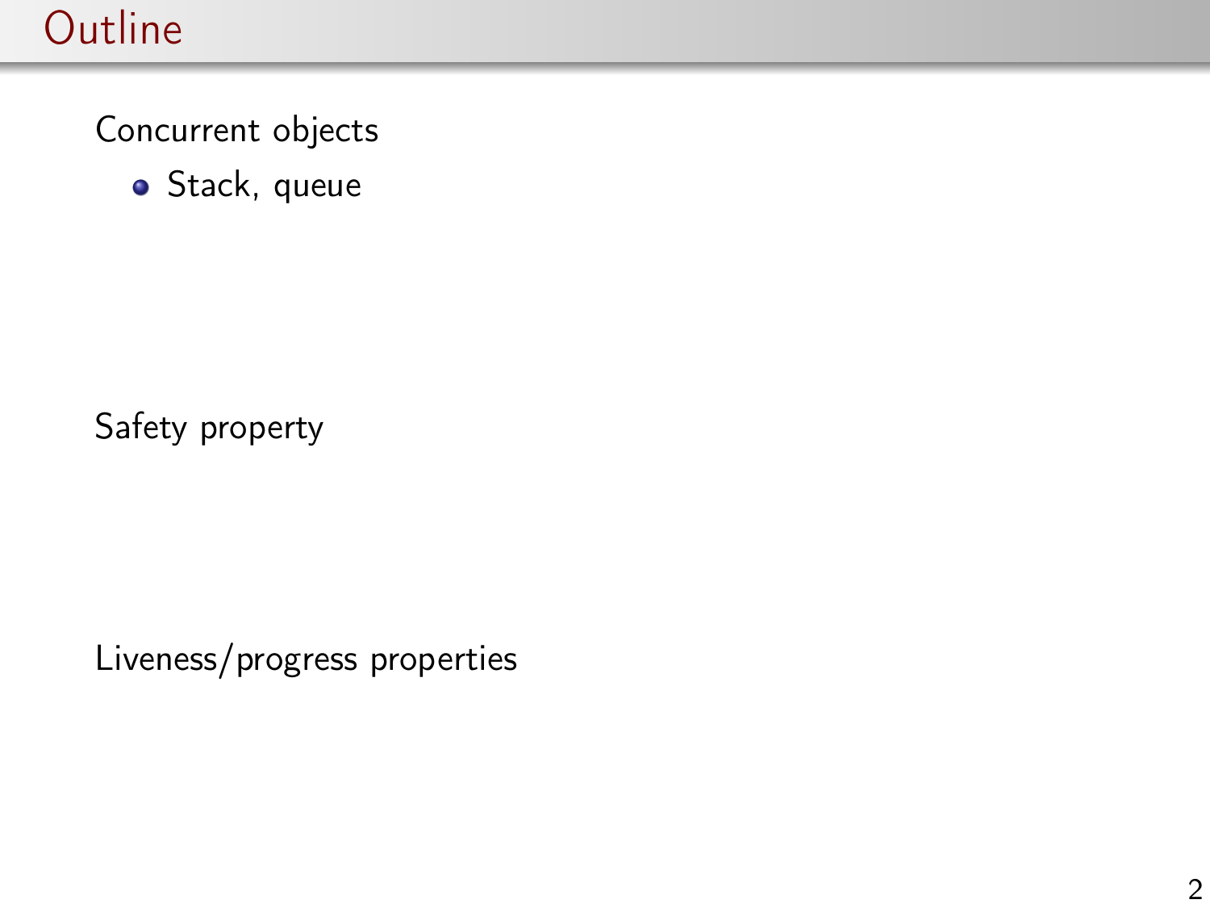# Outline

Concurrent objects

- Stack, queue

Safety property

Liveness/progress properties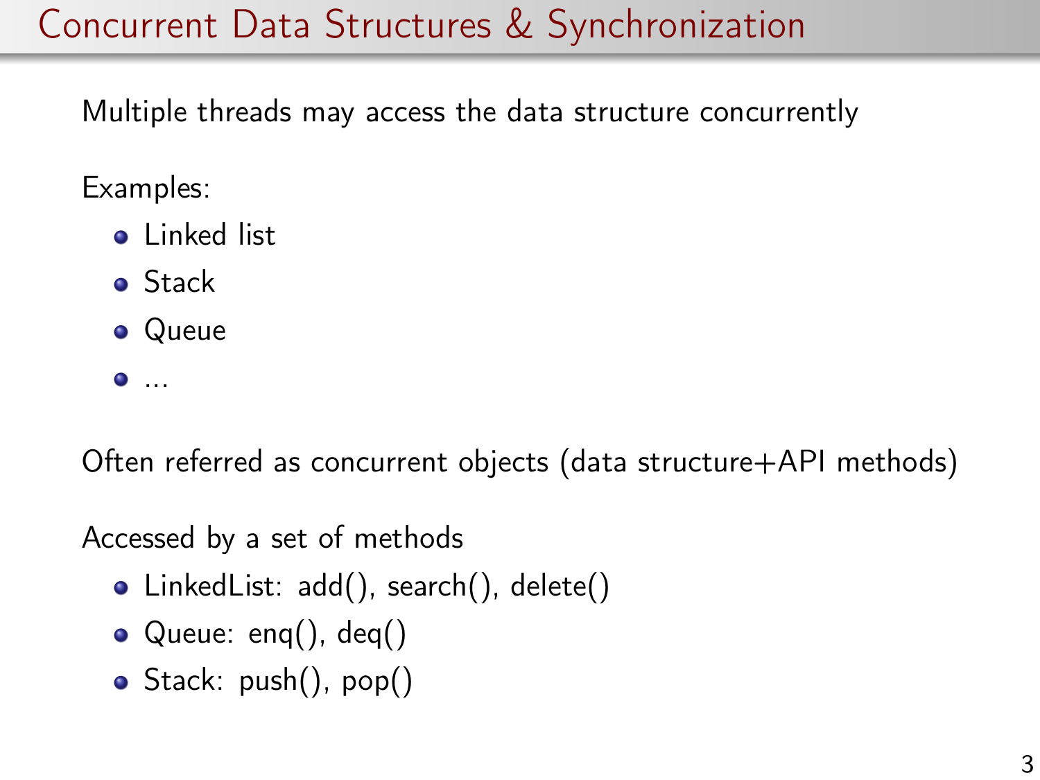# Concurrent Data Structures & Synchronization

Multiple threads may access the data structure concurrently

Examples:

- Linked list
- Stack
- Queue
- ...

Often referred as concurrent objects (data structure+API methods)

Accessed by a set of methods

- LinkedList: add(), search(), delete()
- Queue: enq(), deq()
- Stack: push(), pop()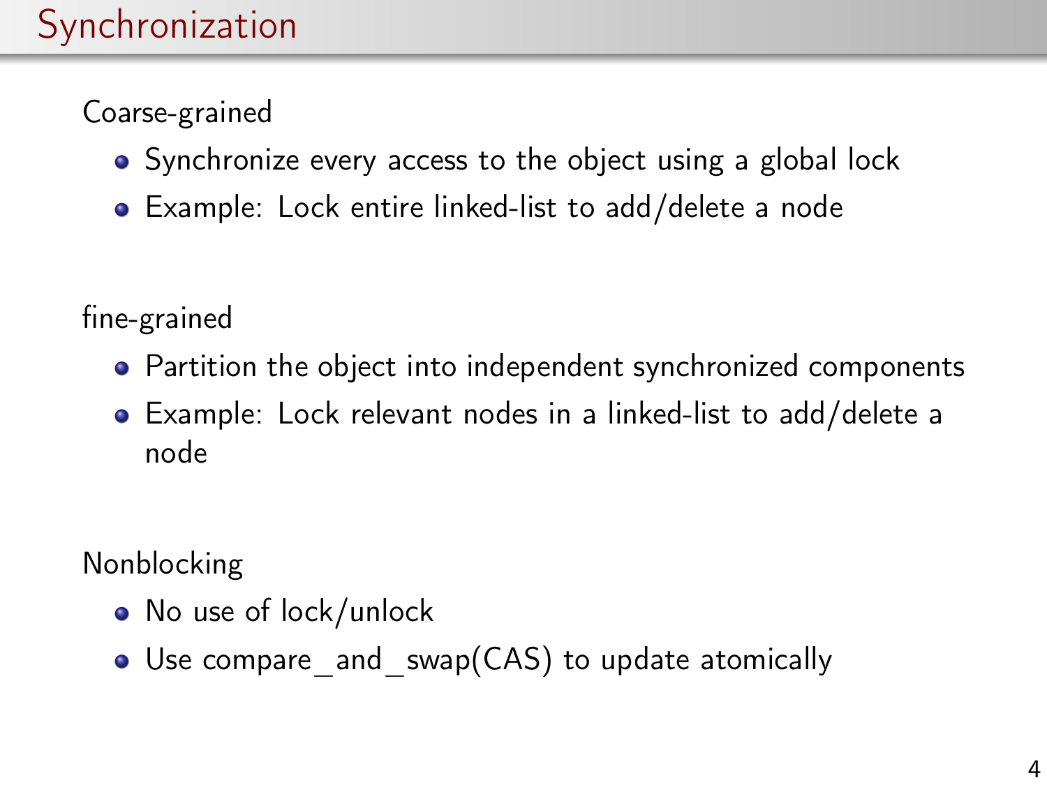# Synchronization

Coarse-grained

- Synchronize every access to the object using a global lock
- Example: Lock entire linked-list to add/delete a node

fine-grained

- Partition the object into independent synchronized components
- Example: Lock relevant nodes in a linked-list to add/delete a node

Nonblocking

- No use of lock/unlock
- Use compare_and_swap(CAS) to update atomically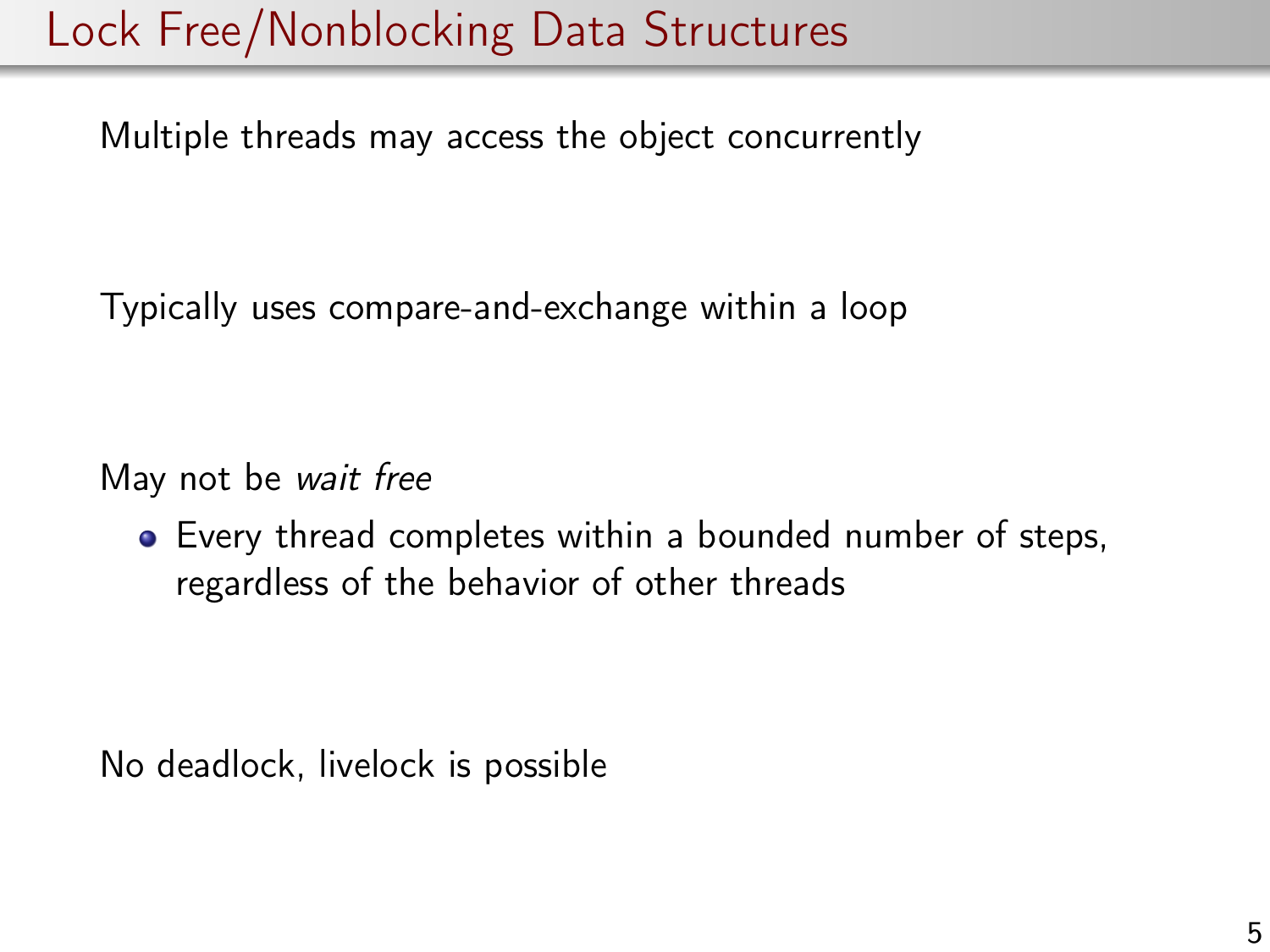# Lock Free/Nonblocking Data Structures

Multiple threads may access the object concurrently

Typically uses compare-and-exchange within a loop

May not be *wait free*

- Every thread completes within a bounded number of steps, regardless of the behavior of other threads

No deadlock, livelock is possible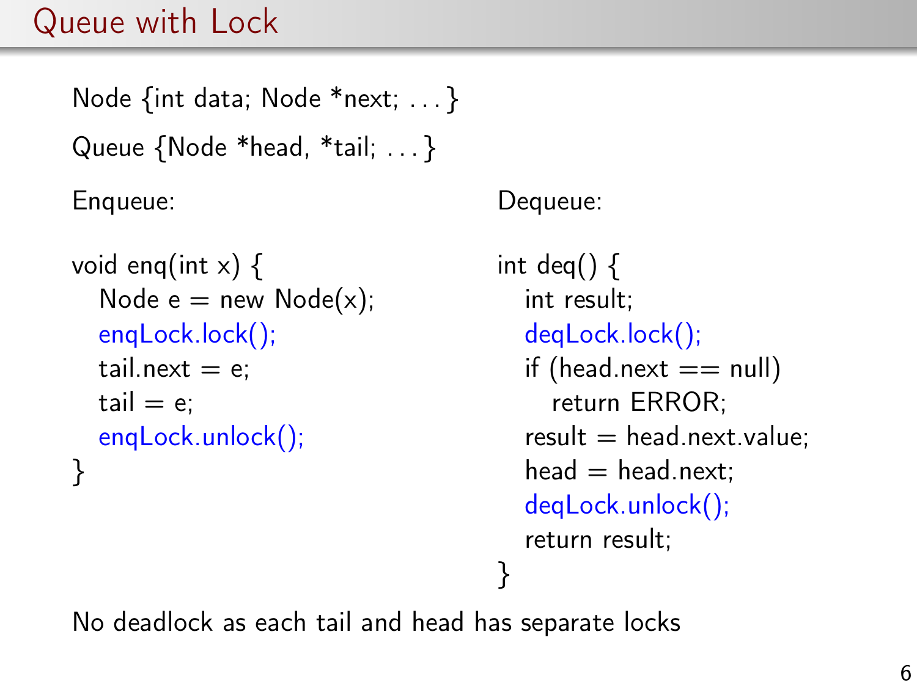# Queue with Lock

```
Node {int data; Node *next; ...}
```

```
Queue {Node *head, *tail; ...}
```

Enqueue:

```
void enq(int x) {
    Node e = new Node(x);
    enqLock.lock();
    tail.next = e;
    tail = e;
    enqLock.unlock();
}
```

Dequeue:

```
int deq() {
    int result;
    deqLock.lock();
    if (head.next == null)
        return ERROR;
    result = head.next.value;
    head = head.next;
    deqLock.unlock();
    return result;
}
```

No deadlock as each tail and head has separate locks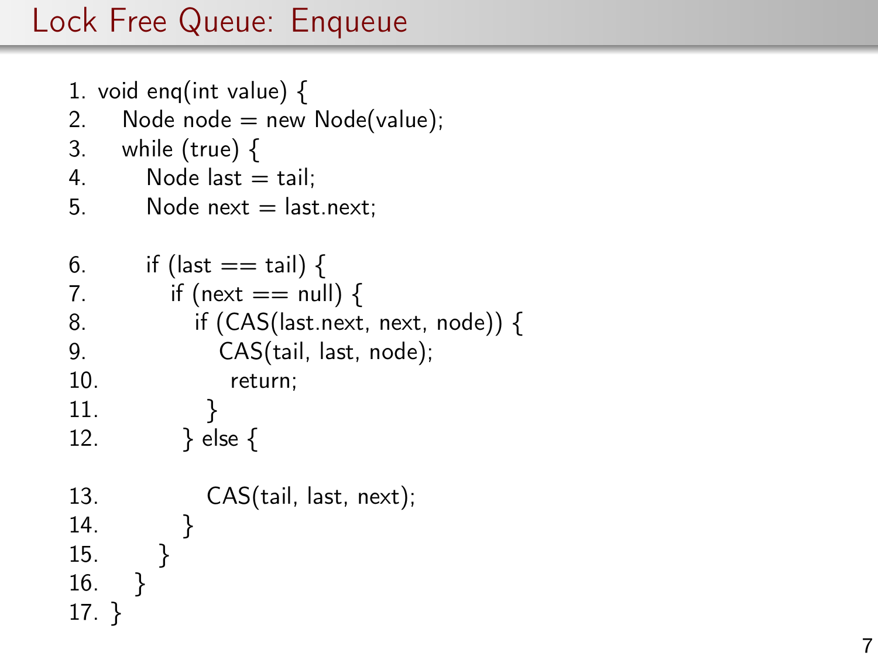# Lock Free Queue: Enqueue

```
1. void enq(int value) {
2.    Node node = new Node(value);
3.    while (true) {
4.       Node last = tail;
5.       Node next = last.next;

6.       if (last == tail) {
7.          if (next == null) {
8.             if (CAS(last.next, next, node)) {
9.                CAS(tail, last, node);
10.                return;
11.            }
12.         } else {

13.            CAS(tail, last, next);
14.         }
15.      }
16.   }
17. }
```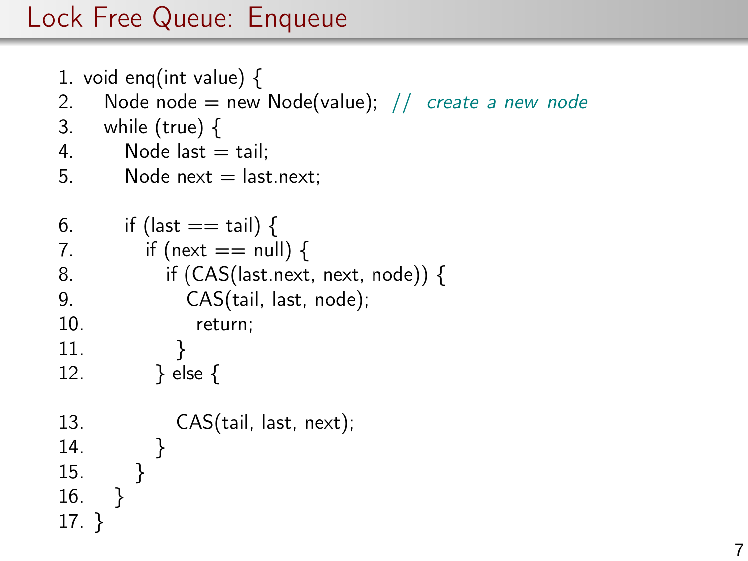# Lock Free Queue: Enqueue

```
1. void enq(int value) {
2.    Node node = new Node(value);  // create a new node
3.    while (true) {
4.       Node last = tail;
5.       Node next = last.next;

6.       if (last == tail) {
7.          if (next == null) {
8.             if (CAS(last.next, next, node)) {
9.                CAS(tail, last, node);
10.                 return;
11.             }
12.          } else {

13.             CAS(tail, last, next);
14.          }
15.       }
16.    }
17. }
```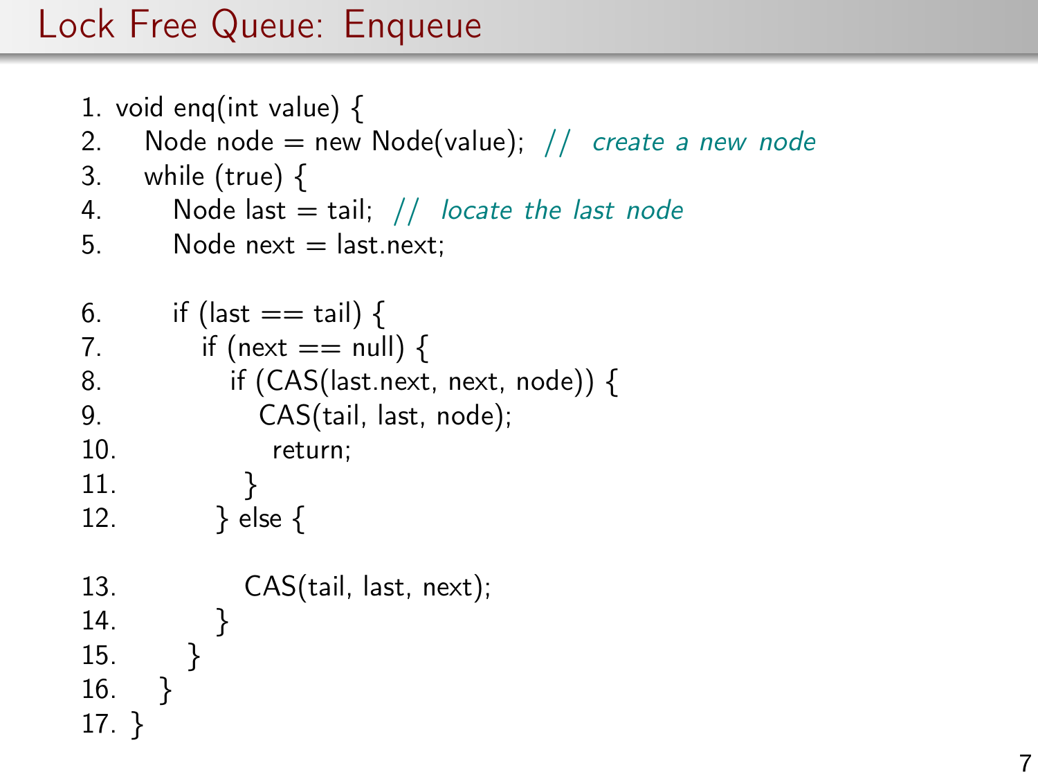# Lock Free Queue: Enqueue

```
1. void enq(int value) {
2.    Node node = new Node(value);  // create a new node
3.    while (true) {
4.       Node last = tail;  // locate the last node
5.       Node next = last.next;

6.       if (last == tail) {
7.          if (next == null) {
8.             if (CAS(last.next, next, node)) {
9.                CAS(tail, last, node);
10.                 return;
11.             }
12.          } else {

13.             CAS(tail, last, next);
14.          }
15.       }
16.    }
17. }
```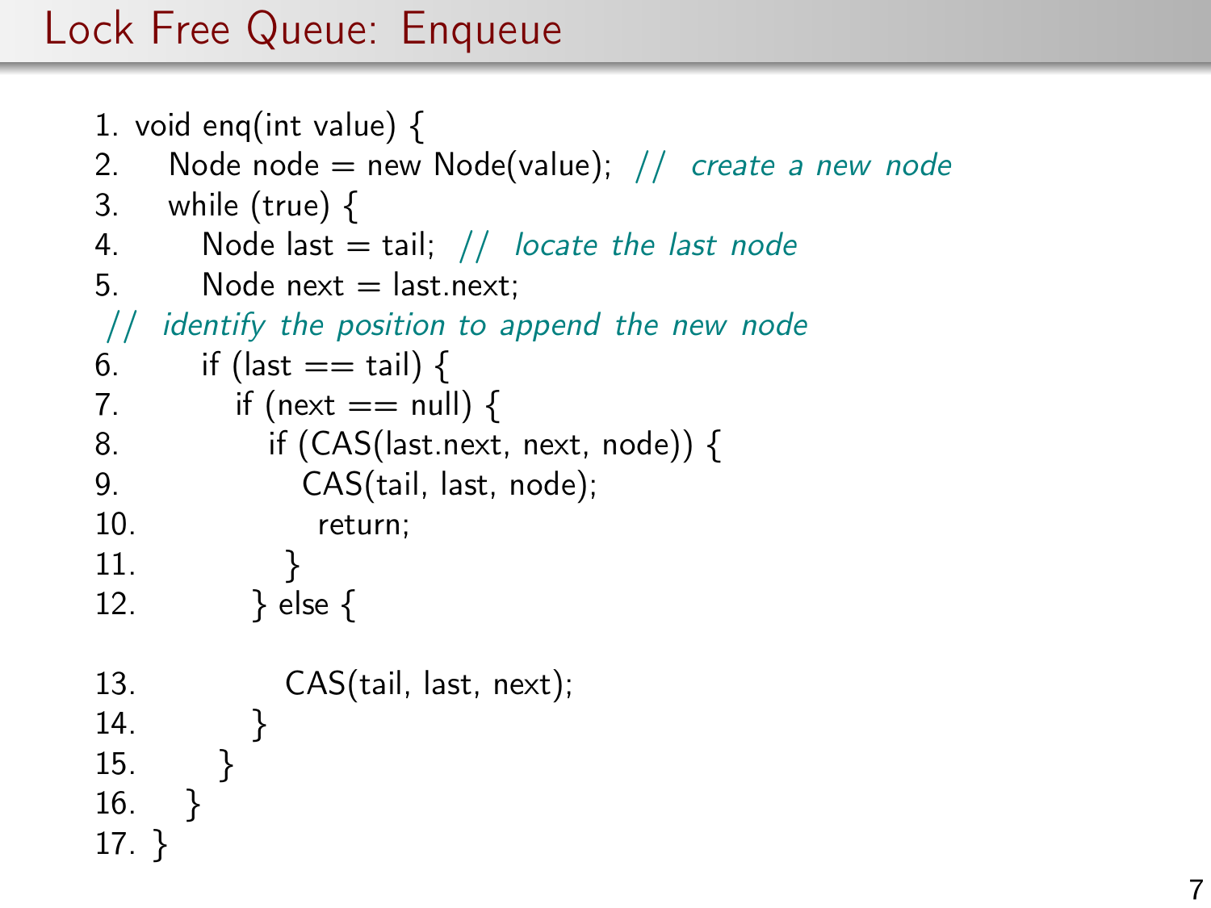# Lock Free Queue: Enqueue

```
1. void enq(int value) {
2.    Node node = new Node(value); // create a new node
3.    while (true) {
4.       Node last = tail; // locate the last node
5.       Node next = last.next;
 // identify the position to append the new node
6.       if (last == tail) {
7.          if (next == null) {
8.             if (CAS(last.next, next, node)) {
9.                CAS(tail, last, node);
10.                 return;
11.             }
12.          } else {

13.             CAS(tail, last, next);
14.          }
15.       }
16.    }
17. }
```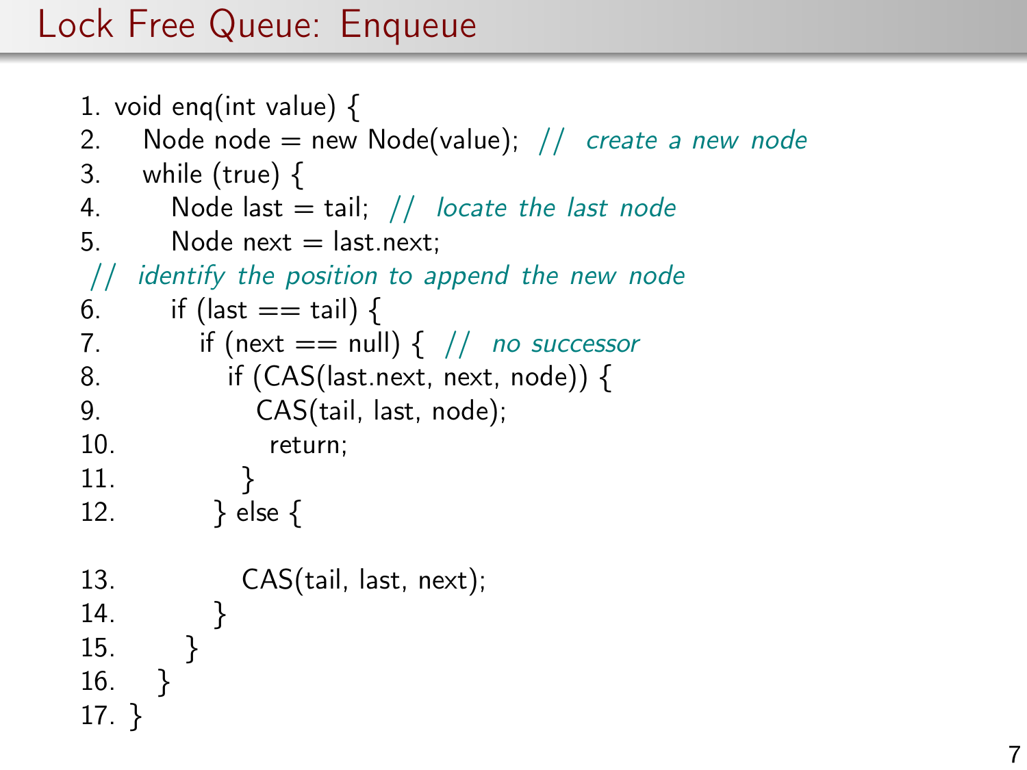# Lock Free Queue: Enqueue

```
1. void enq(int value) {
2.    Node node = new Node(value);  // create a new node
3.    while (true) {
4.       Node last = tail;  // locate the last node
5.       Node next = last.next;
// identify the position to append the new node
6.       if (last == tail) {
7.          if (next == null) {  // no successor
8.             if (CAS(last.next, next, node)) {
9.                CAS(tail, last, node);
10.                 return;
11.            }
12.         } else {

13.            CAS(tail, last, next);
14.         }
15.      }
16.   }
17. }
```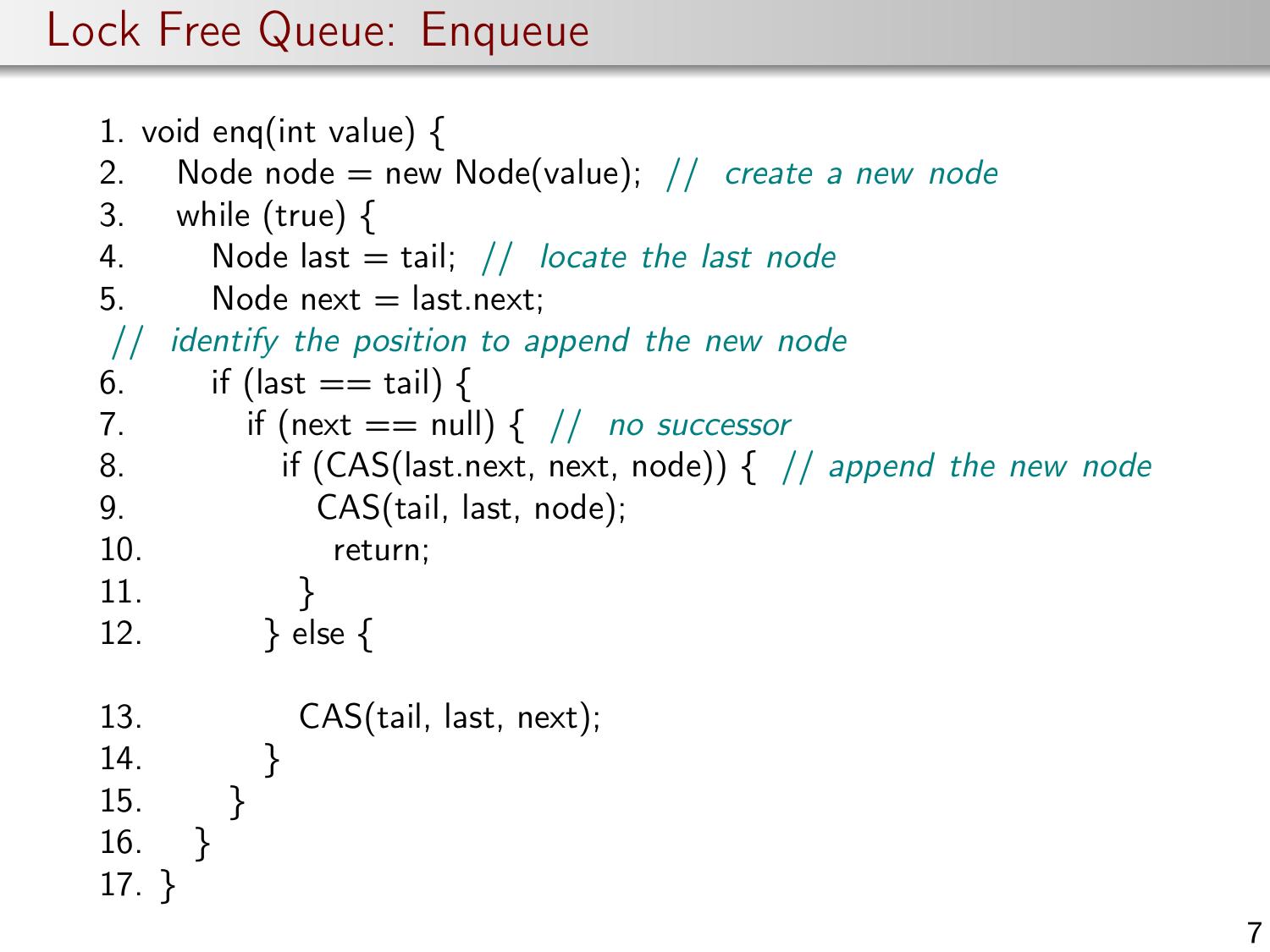# Lock Free Queue: Enqueue

```
1. void enq(int value) {
2.    Node node = new Node(value);  // create a new node
3.    while (true) {
4.       Node last = tail;  // locate the last node
5.       Node next = last.next;
 // identify the position to append the new node
6.       if (last == tail) {
7.          if (next == null) {  // no successor
8.             if (CAS(last.next, next, node)) {  // append the new node
9.                CAS(tail, last, node);
10.                 return;
11.             }
12.          } else {

13.             CAS(tail, last, next);
14.          }
15.       }
16.    }
17. }
```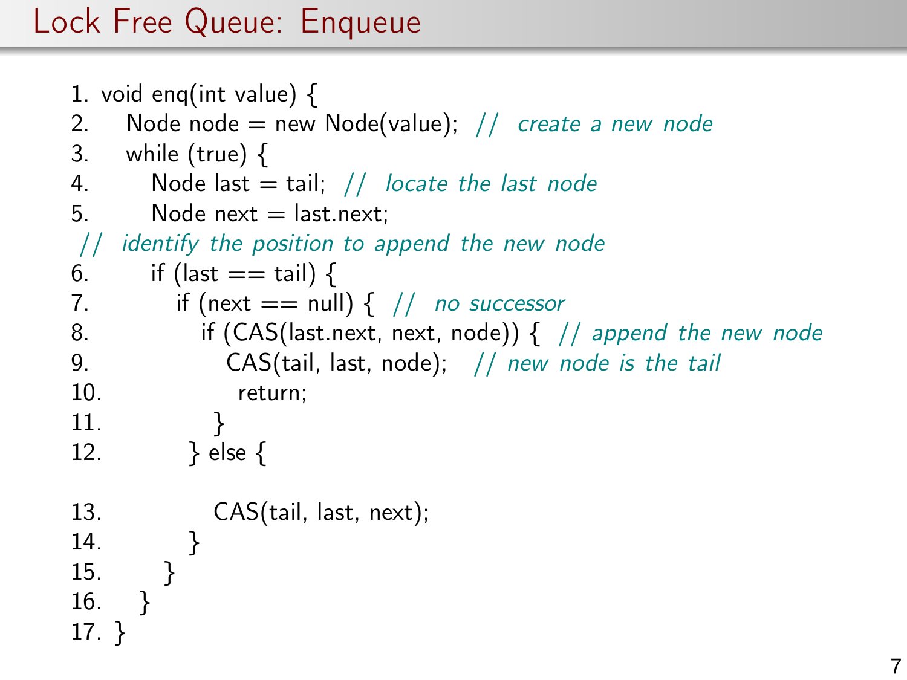# Lock Free Queue: Enqueue

```
1. void enq(int value) {
2.    Node node = new Node(value); // create a new node
3.    while (true) {
4.       Node last = tail; // locate the last node
5.       Node next = last.next;
 // identify the position to append the new node
6.       if (last == tail) {
7.          if (next == null) { // no successor
8.             if (CAS(last.next, next, node)) { // append the new node
9.                CAS(tail, last, node);  // new node is the tail
10.                 return;
11.             }
12.          } else {

13.             CAS(tail, last, next);
14.          }
15.       }
16.    }
17. }
```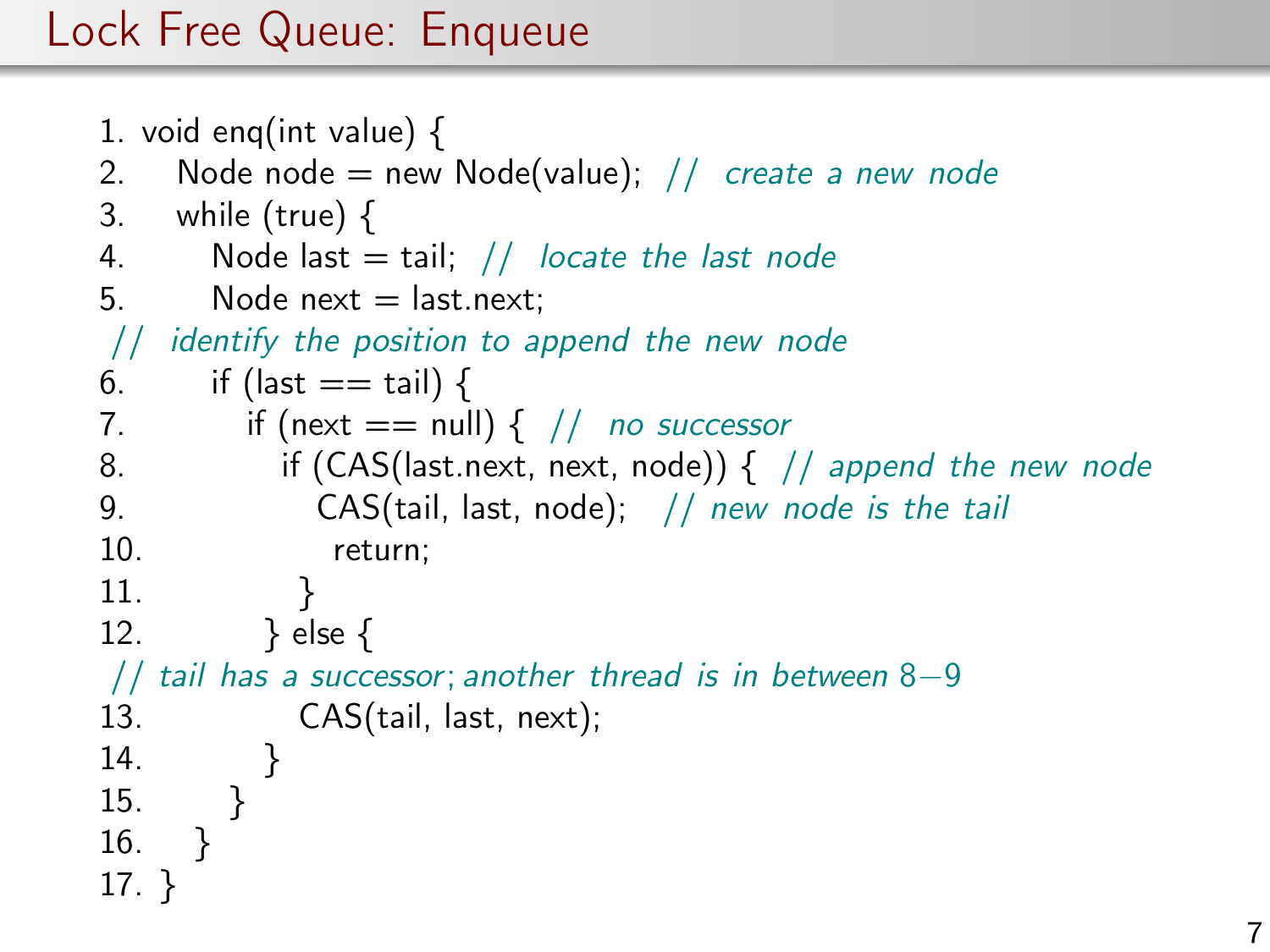# Lock Free Queue: Enqueue

```
1. void enq(int value) {
2.    Node node = new Node(value);  // create a new node
3.    while (true) {
4.       Node last = tail;  // locate the last node
5.       Node next = last.next;
 // identify the position to append the new node
6.       if (last == tail) {
7.          if (next == null) {  // no successor
8.             if (CAS(last.next, next, node)) {  // append the new node
9.                CAS(tail, last, node);   // new node is the tail
10.                 return;
11.             }
12.          } else {
 // tail has a successor; another thread is in between 8−9
13.             CAS(tail, last, next);
14.          }
15.       }
16.    }
17. }
```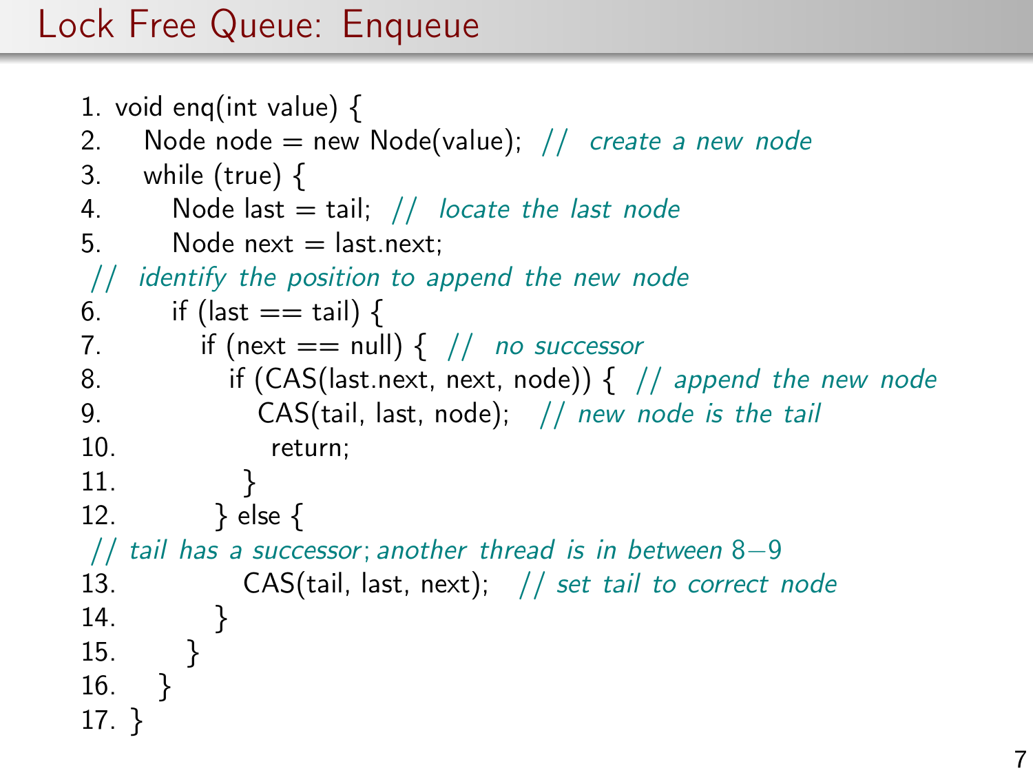# Lock Free Queue: Enqueue

```
1. void enq(int value) {
2.     Node node = new Node(value);  // create a new node
3.     while (true) {
4.         Node last = tail;  // locate the last node
5.         Node next = last.next;
 // identify the position to append the new node
6.         if (last == tail) {
7.             if (next == null) {  // no successor
8.                 if (CAS(last.next, next, node)) {  // append the new node
9.                     CAS(tail, last, node);   // new node is the tail
10.                    return;
11.                }
12.            } else {
 // tail has a successor; another thread is in between 8−9
13.                CAS(tail, last, next);   // set tail to correct node
14.            }
15.        }
16.    }
17. }
```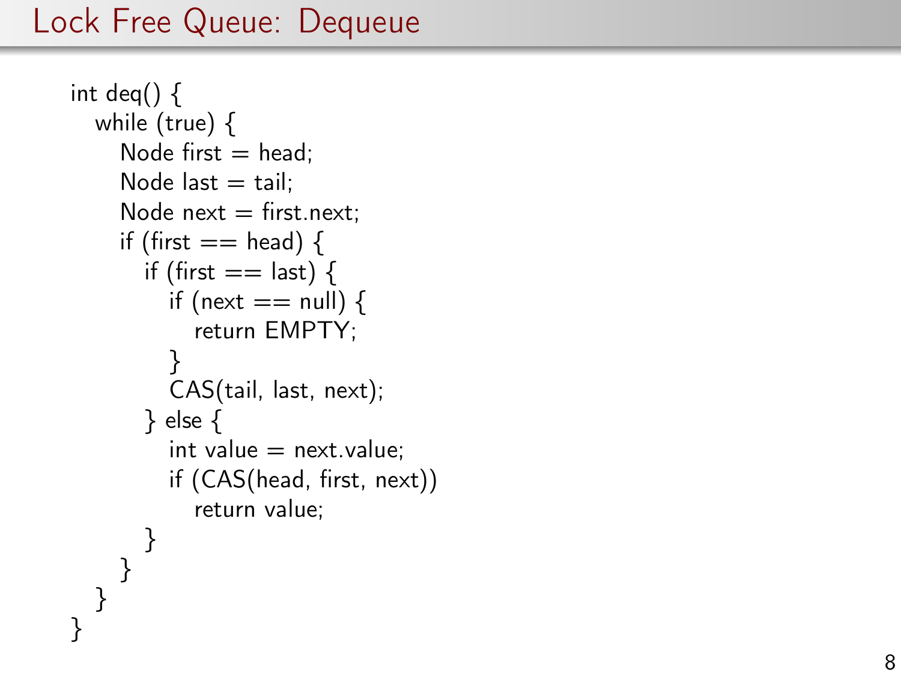# Lock Free Queue: Dequeue

```
int deq() {
  while (true) {
    Node first = head;
    Node last = tail;
    Node next = first.next;
    if (first == head) {
      if (first == last) {
        if (next == null) {
          return EMPTY;
        }
        CAS(tail, last, next);
      } else {
        int value = next.value;
        if (CAS(head, first, next))
          return value;
      }
    }
  }
}
```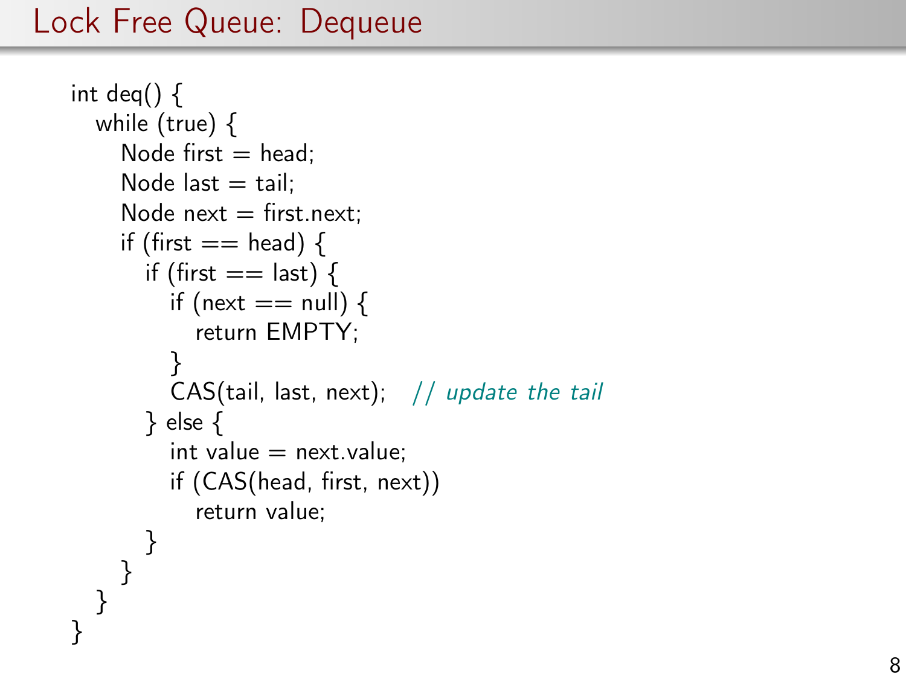# Lock Free Queue: Dequeue

```
int deq() {
  while (true) {
    Node first = head;
    Node last = tail;
    Node next = first.next;
    if (first == head) {
      if (first == last) {
        if (next == null) {
          return EMPTY;
        }
        CAS(tail, last, next);   // update the tail
      } else {
        int value = next.value;
        if (CAS(head, first, next))
          return value;
      }
    }
  }
}
```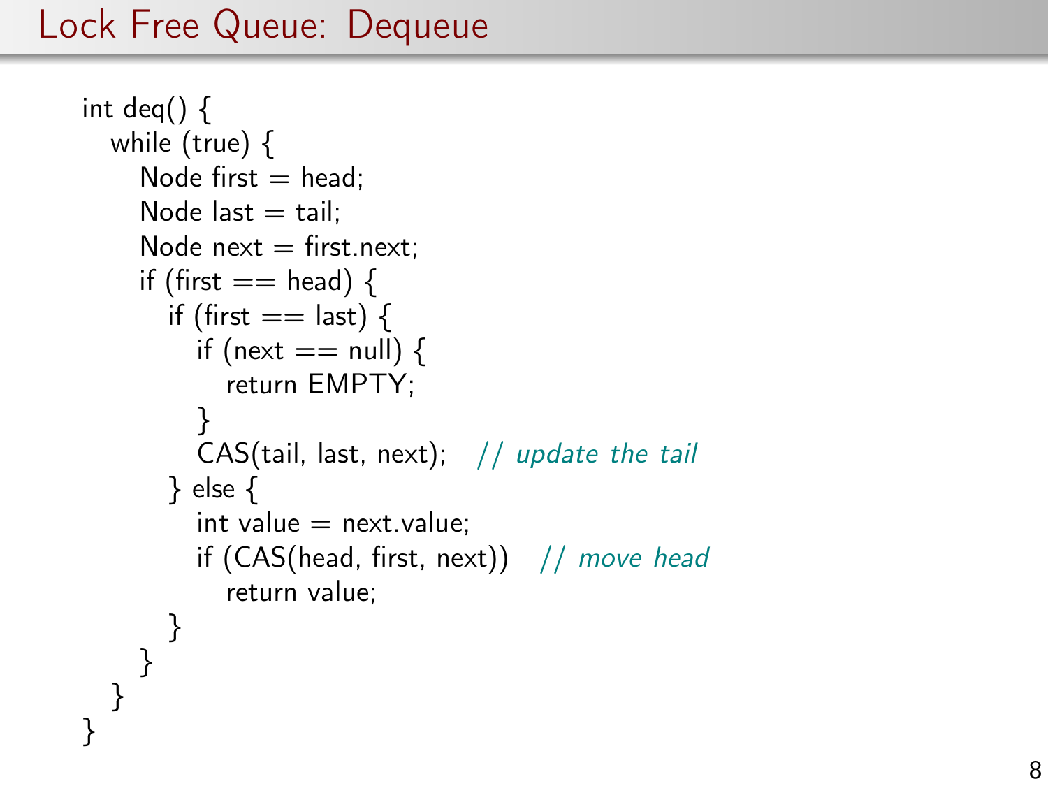# Lock Free Queue: Dequeue

```
int deq() {
   while (true) {
      Node first = head;
      Node last = tail;
      Node next = first.next;
      if (first == head) {
         if (first == last) {
            if (next == null) {
               return EMPTY;
            }
            CAS(tail, last, next);   // update the tail
         } else {
            int value = next.value;
            if (CAS(head, first, next))   // move head
               return value;
         }
      }
   }
}
```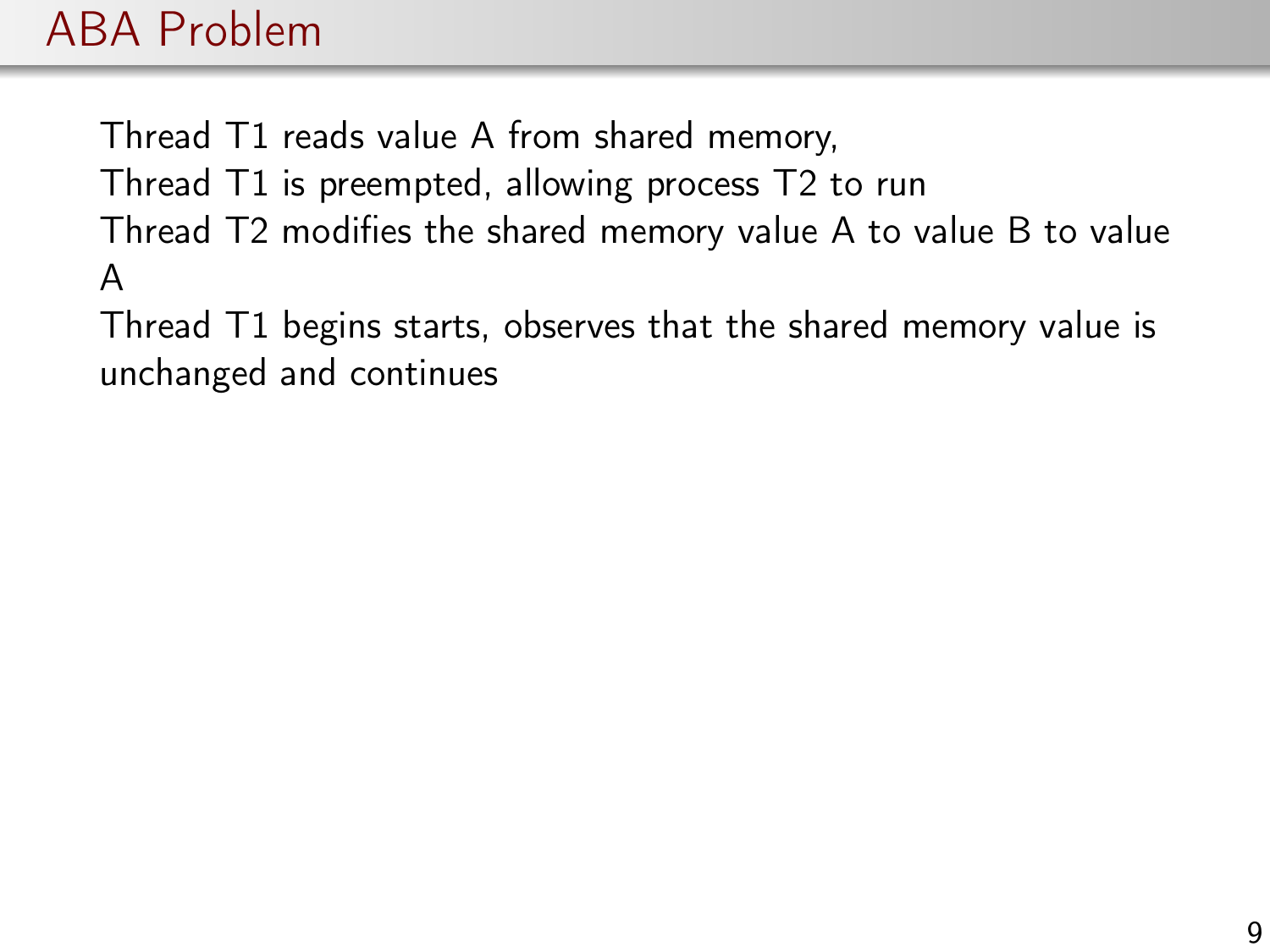# ABA Problem

Thread T1 reads value A from shared memory,
Thread T1 is preempted, allowing process T2 to run
Thread T2 modifies the shared memory value A to value B to value A
Thread T1 begins starts, observes that the shared memory value is unchanged and continues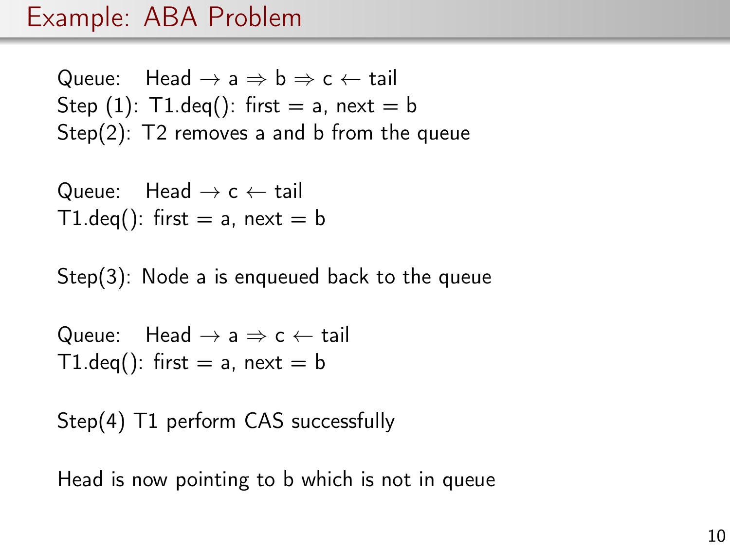# Example: ABA Problem

Queue: Head $\rightarrow$ a $\Rightarrow$ b $\Rightarrow$ c $\leftarrow$ tail
Step (1): T1.deq(): first = a, next = b
Step(2): T2 removes a and b from the queue

Queue: Head $\rightarrow$ c $\leftarrow$ tail
T1.deq(): first = a, next = b

Step(3): Node a is enqueued back to the queue

Queue: Head $\rightarrow$ a $\Rightarrow$ c $\leftarrow$ tail
T1.deq(): first = a, next = b

Step(4) T1 perform CAS successfully

Head is now pointing to b which is not in queue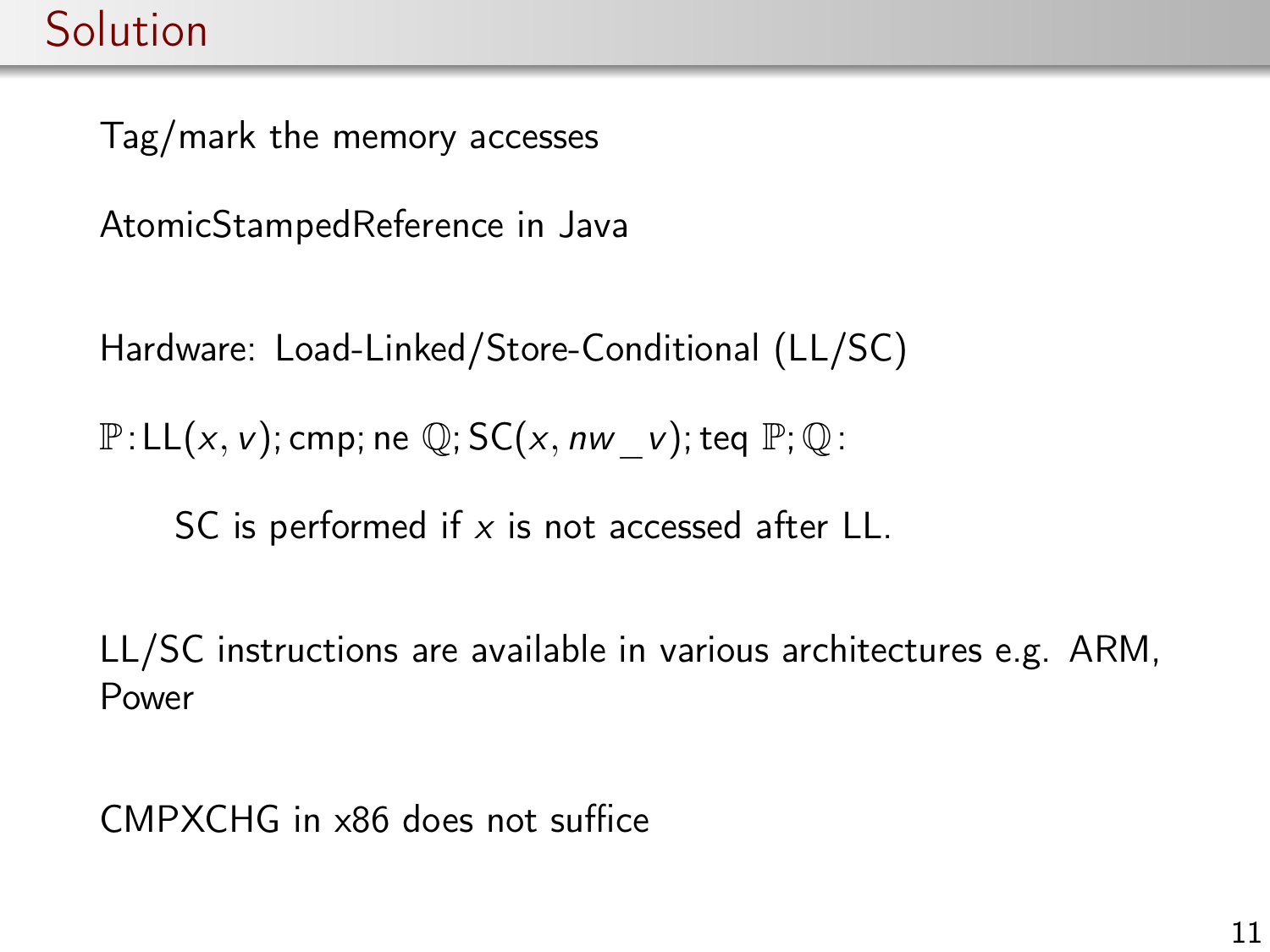# Solution

Tag/mark the memory accesses

AtomicStampedReference in Java

Hardware: Load-Linked/Store-Conditional (LL/SC)

$\mathbb{P}: \mathsf{LL}(x, v); \mathsf{cmp}; \mathsf{ne}\ \mathbb{Q}; \mathsf{SC}(x, nw\_v); \mathsf{teq}\ \mathbb{P}; \mathbb{Q}:$

SC is performed if $x$ is not accessed after LL.

LL/SC instructions are available in various architectures e.g. ARM, Power

CMPXCHG in x86 does not suffice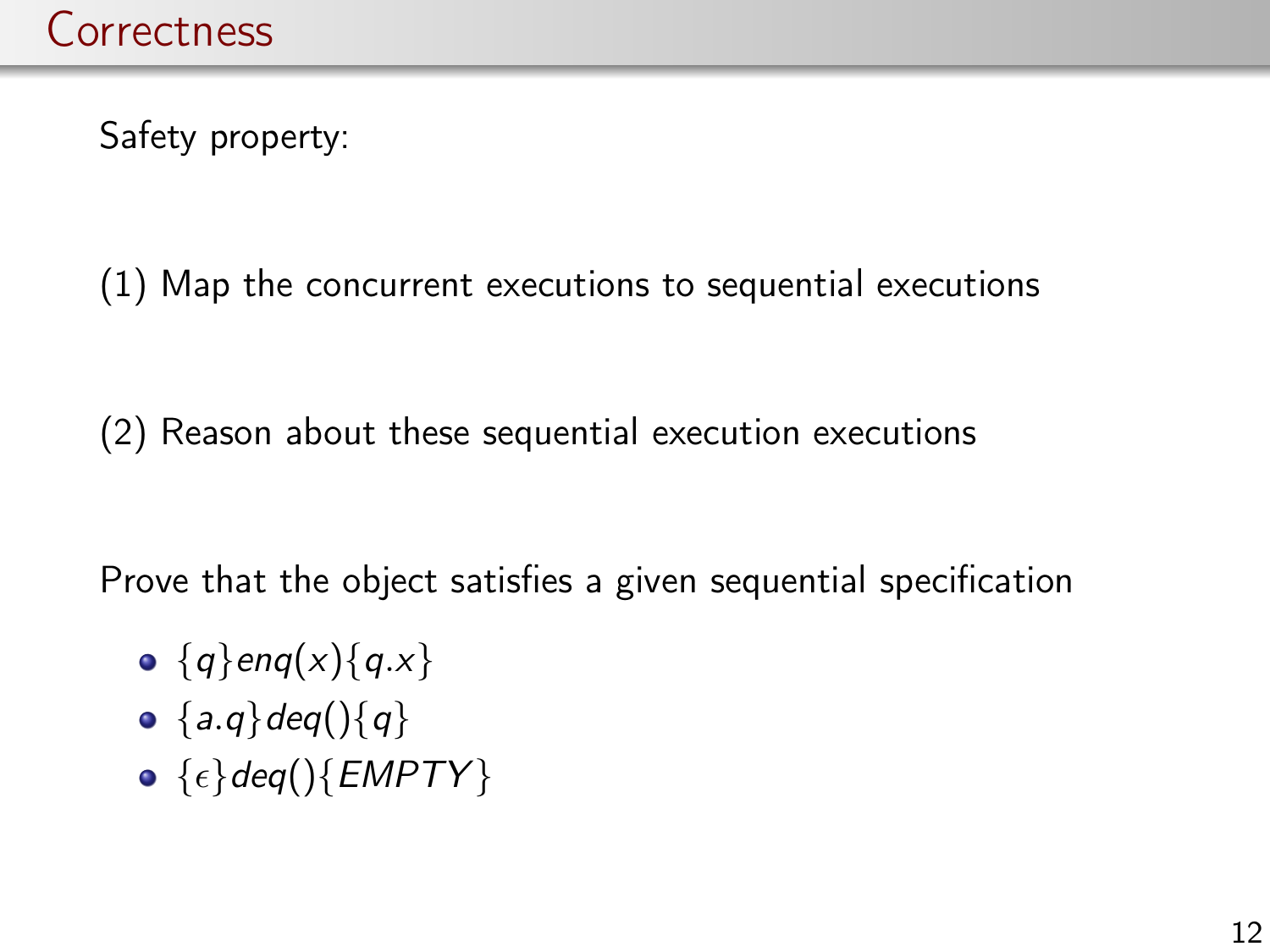# Correctness

Safety property:

(1) Map the concurrent executions to sequential executions

(2) Reason about these sequential execution executions

Prove that the object satisfies a given sequential specification

- $\{q\} enq(x) \{q.x\}$
- $\{a.q\} deq() \{q\}$
- $\{\epsilon\} deq() \{EMPTY\}$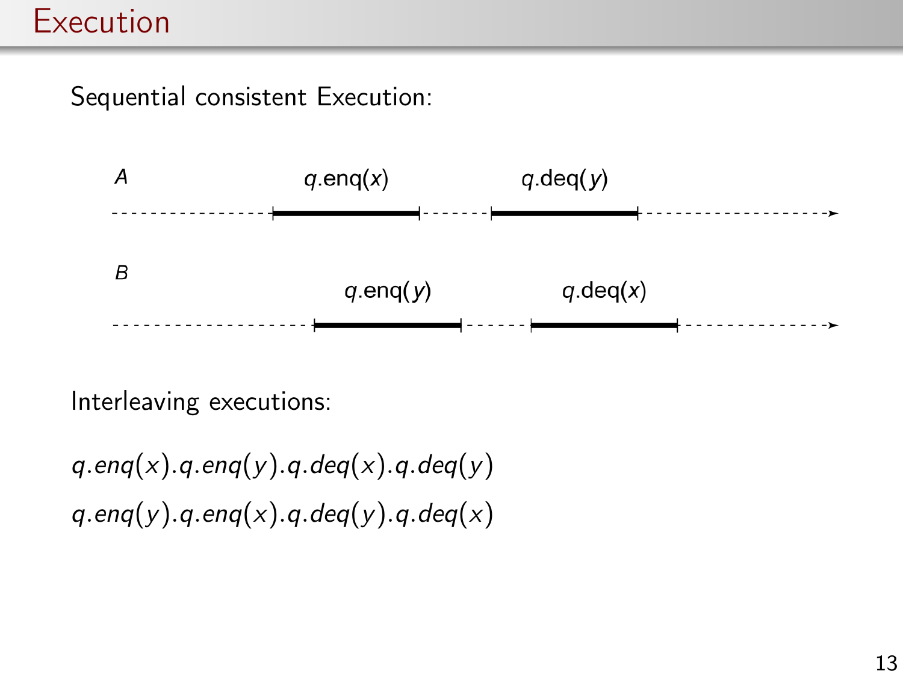# Execution

Sequential consistent Execution:

A: $q.\text{enq}(x)$ &nbsp;&nbsp; $q.\text{deq}(y)$

B: $q.\text{enq}(y)$ &nbsp;&nbsp; $q.\text{deq}(x)$

Interleaving executions:

$q.enq(x).q.enq(y).q.deq(x).q.deq(y)$

$q.enq(y).q.enq(x).q.deq(y).q.deq(x)$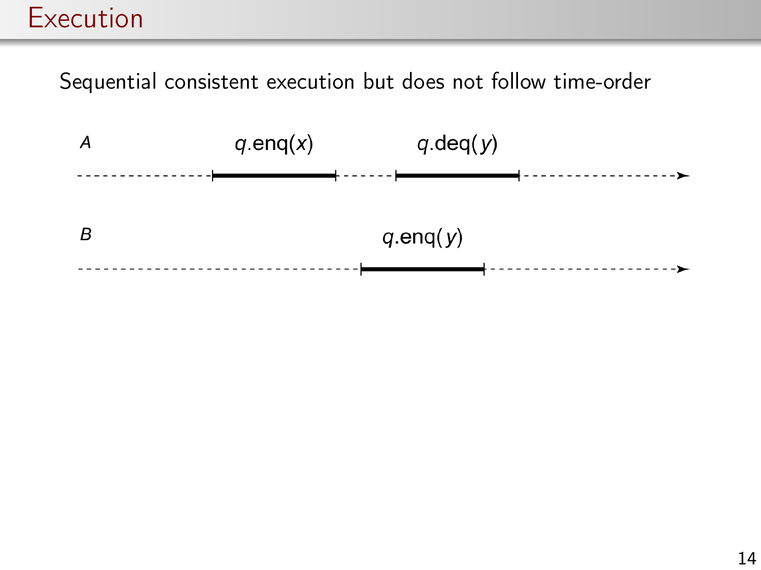# Execution

Sequential consistent execution but does not follow time-order

$A$ $q$.enq($x$) $q$.deq($y$)

$B$ $q$.enq($y$)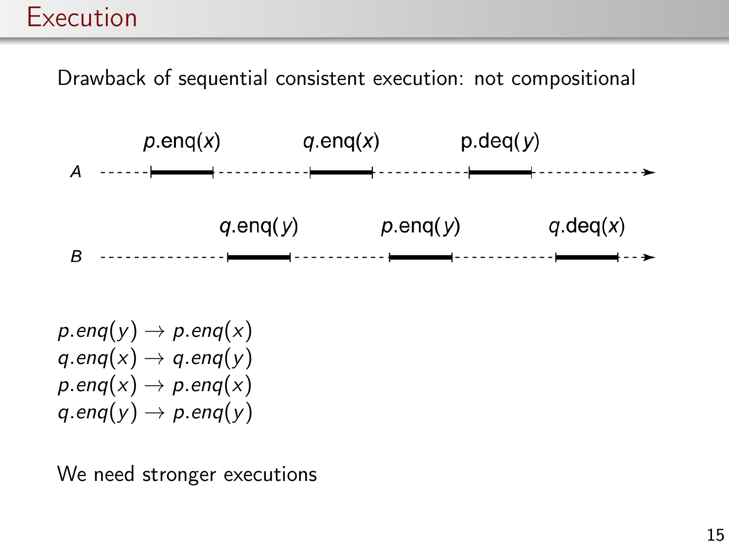# Execution

Drawback of sequential consistent execution: not compositional

*A*: $p$.enq($x$) — $q$.enq($x$) — p.deq($y$)

*B*: $q$.enq($y$) — $p$.enq($y$) — $q$.deq($x$)

$p.enq(y) \rightarrow p.enq(x)$
$q.enq(x) \rightarrow q.enq(y)$
$p.enq(x) \rightarrow p.enq(x)$
$q.enq(y) \rightarrow p.enq(y)$

We need stronger executions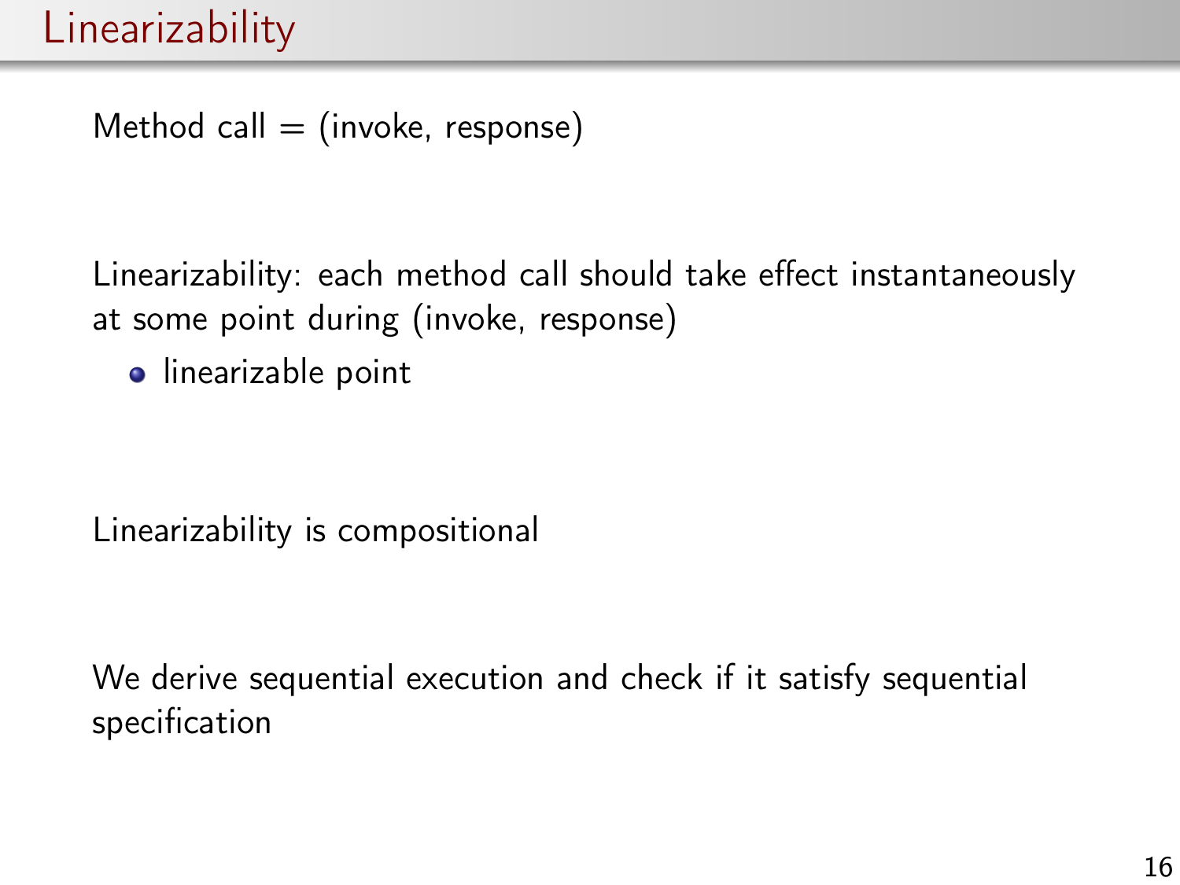# Linearizability

Method call = (invoke, response)

Linearizability: each method call should take effect instantaneously at some point during (invoke, response)

- linearizable point

Linearizability is compositional

We derive sequential execution and check if it satisfy sequential specification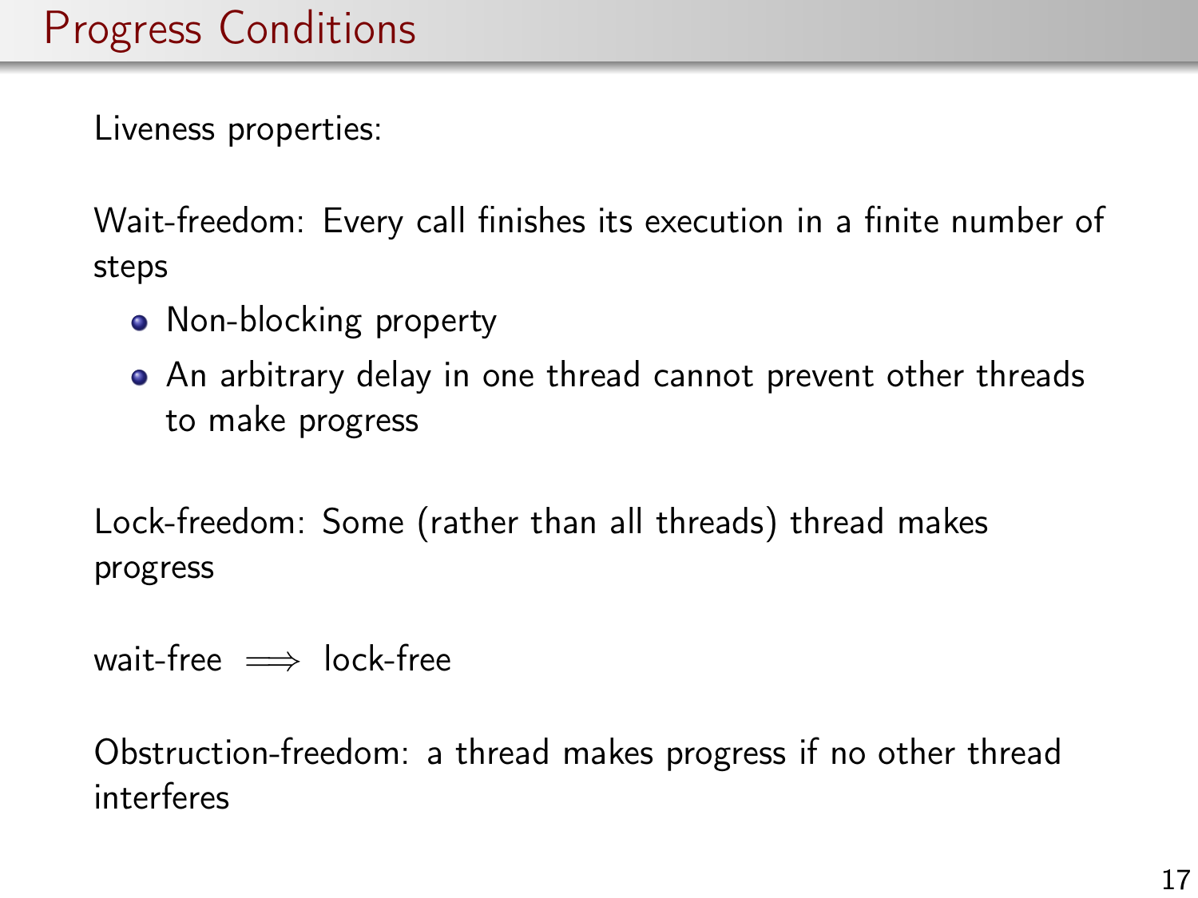# Progress Conditions

Liveness properties:

Wait-freedom: Every call finishes its execution in a finite number of steps

- Non-blocking property
- An arbitrary delay in one thread cannot prevent other threads to make progress

Lock-freedom: Some (rather than all threads) thread makes progress

wait-free $\implies$ lock-free

Obstruction-freedom: a thread makes progress if no other thread interferes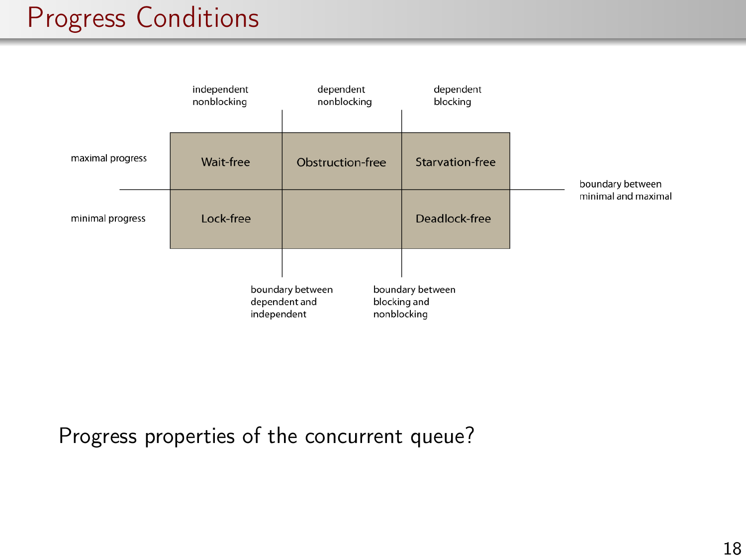# Progress Conditions

|  | independent nonblocking | dependent nonblocking | dependent blocking |
|---|---|---|---|
| maximal progress | Wait-free | Obstruction-free | Starvation-free |
| minimal progress | Lock-free |  | Deadlock-free |

boundary between minimal and maximal

boundary between dependent and independent

boundary between blocking and nonblocking

Progress properties of the concurrent queue?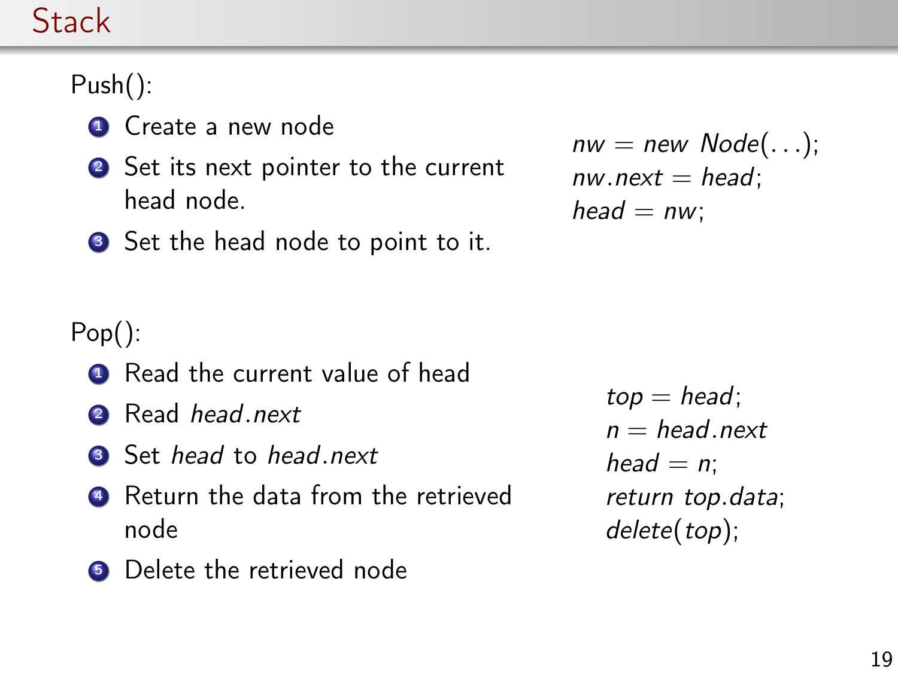# Stack

Push():

1. Create a new node
2. Set its next pointer to the current head node.
3. Set the head node to point to it.

$$
\begin{aligned}
&nw = new\ Node(\ldots);\\
&nw.next = head;\\
&head = nw;
\end{aligned}
$$

Pop():

1. Read the current value of head
2. Read *head.next*
3. Set *head* to *head.next*
4. Return the data from the retrieved node
5. Delete the retrieved node

$$
\begin{aligned}
&top = head;\\
&n = head.next\\
&head = n;\\
&return\ top.data;\\
&delete(top);
\end{aligned}
$$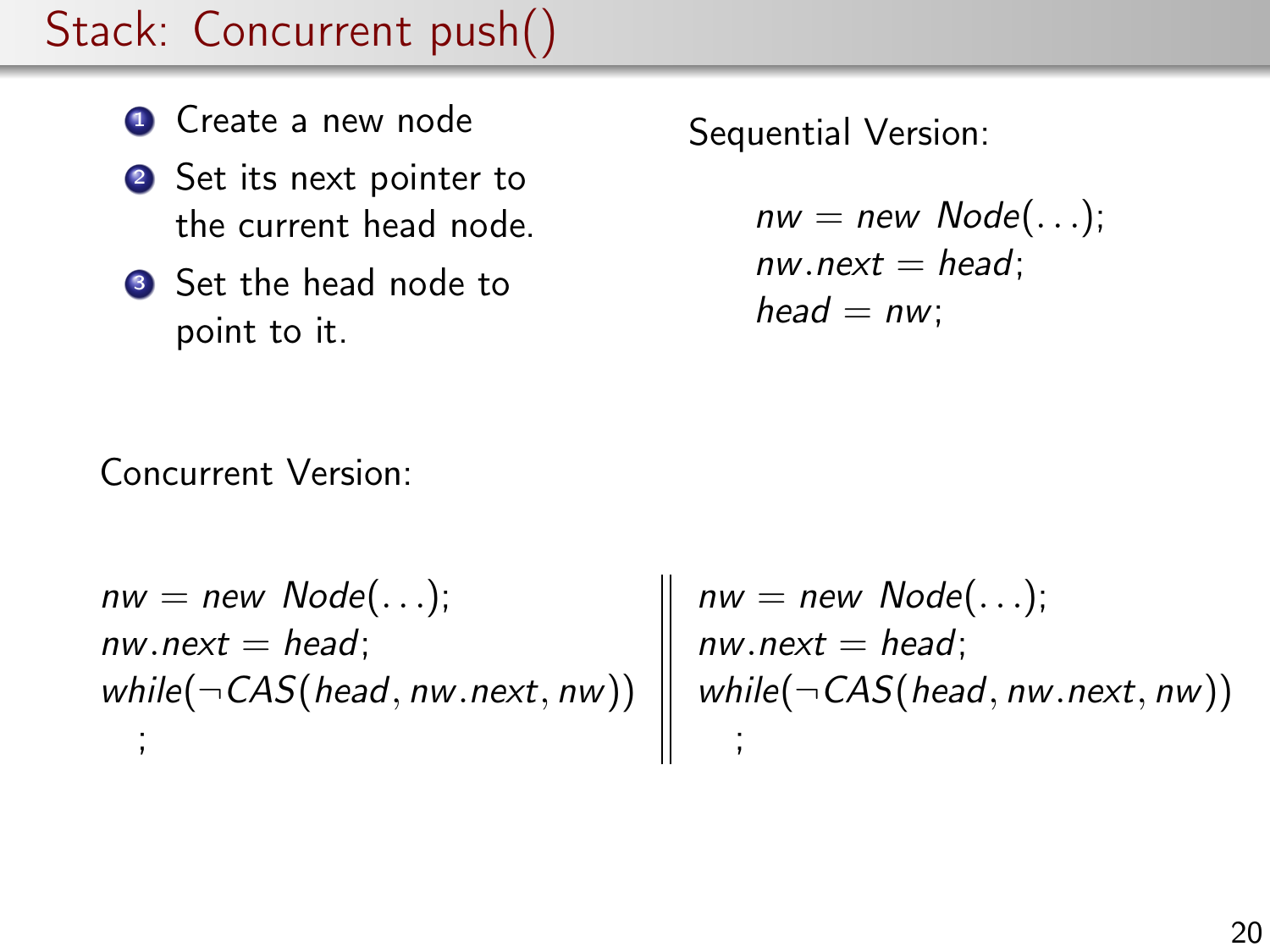# Stack: Concurrent push()

1. Create a new node
2. Set its next pointer to the current head node.
3. Set the head node to point to it.

Sequential Version:

$$
\begin{aligned}
&nw = new\ Node(\ldots);\\
&nw.next = head;\\
&head = nw;
\end{aligned}
$$

Concurrent Version:

$$
\begin{array}{l||l}
nw = new\ Node(\ldots); & nw = new\ Node(\ldots);\\
nw.next = head; & nw.next = head;\\
while(\neg CAS(head, nw.next, nw)) & while(\neg CAS(head, nw.next, nw))\\
\quad ; & \quad ;
\end{array}
$$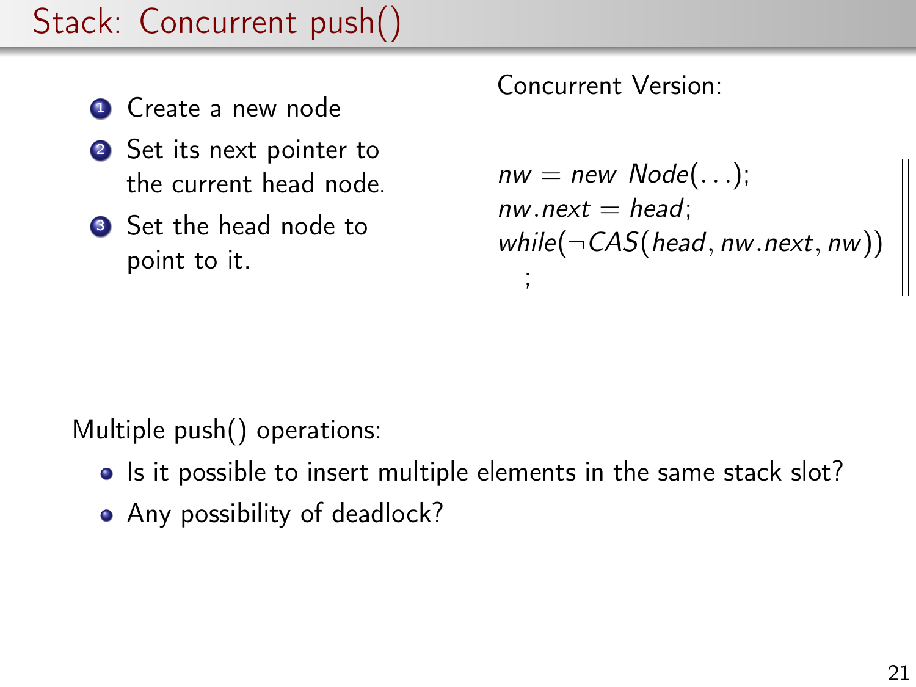# Stack: Concurrent push()

1. Create a new node
2. Set its next pointer to the current head node.
3. Set the head node to point to it.

Concurrent Version:

$$
\begin{array}{l}
nw = new\ Node(\ldots); \\
nw.next = head; \\
while(\neg CAS(head, nw.next, nw)) \\
\quad ;
\end{array}
$$

Multiple push() operations:

- Is it possible to insert multiple elements in the same stack slot?
- Any possibility of deadlock?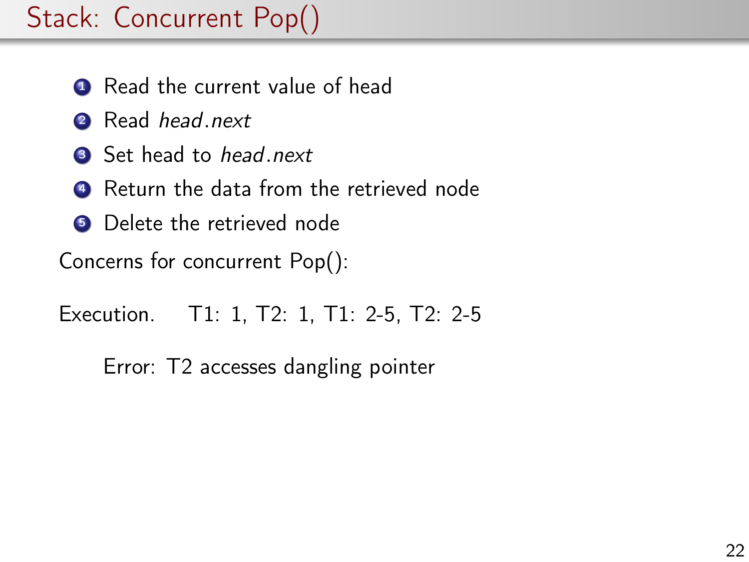# Stack: Concurrent Pop()

1. Read the current value of head
2. Read *head.next*
3. Set head to *head.next*
4. Return the data from the retrieved node
5. Delete the retrieved node

Concerns for concurrent Pop():

Execution. T1: 1, T2: 1, T1: 2-5, T2: 2-5

Error: T2 accesses dangling pointer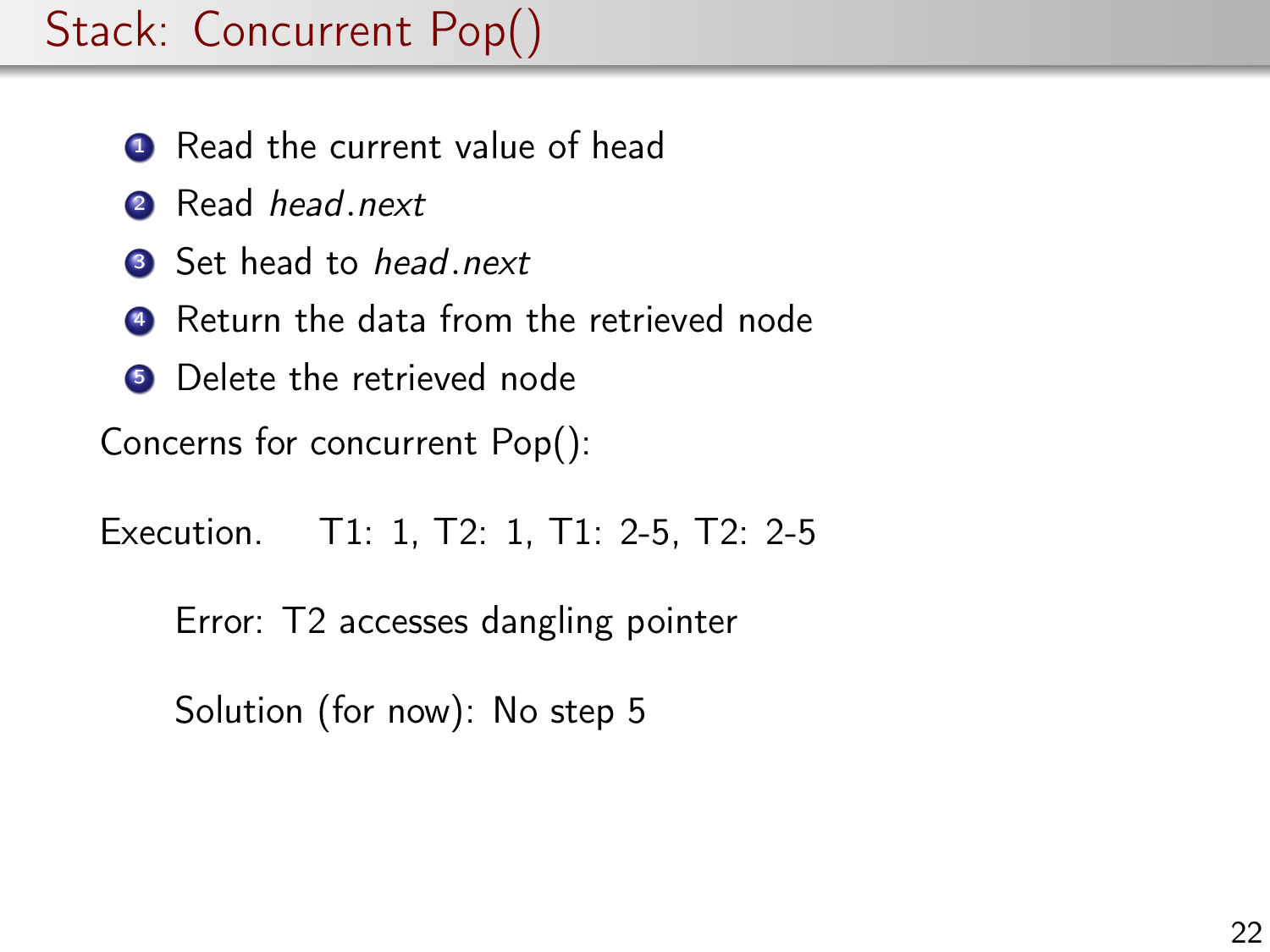# Stack: Concurrent Pop()

1. Read the current value of head
2. Read *head.next*
3. Set head to *head.next*
4. Return the data from the retrieved node
5. Delete the retrieved node

Concerns for concurrent Pop():

Execution. T1: 1, T2: 1, T1: 2-5, T2: 2-5

Error: T2 accesses dangling pointer

Solution (for now): No step 5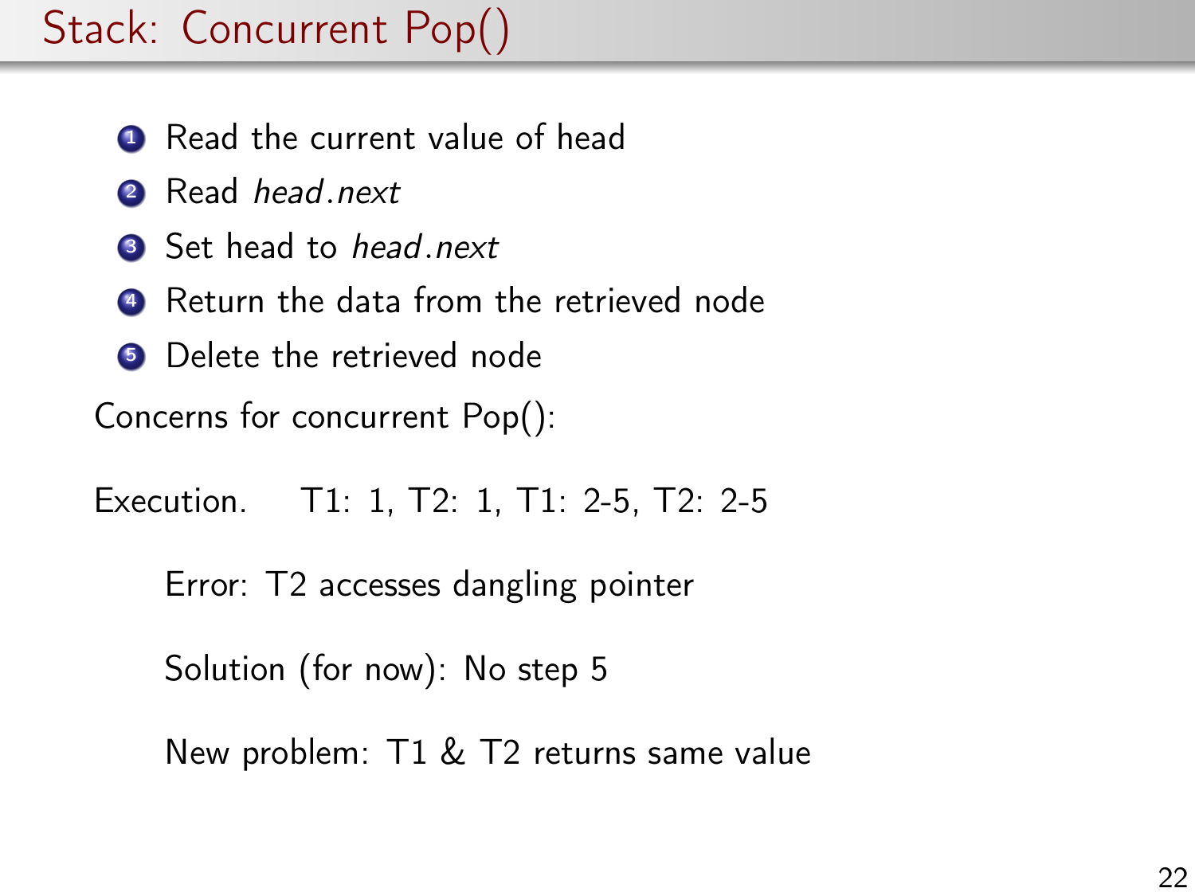# Stack: Concurrent Pop()

1. Read the current value of head
2. Read *head.next*
3. Set head to *head.next*
4. Return the data from the retrieved node
5. Delete the retrieved node

Concerns for concurrent Pop():

Execution. T1: 1, T2: 1, T1: 2-5, T2: 2-5

> Error: T2 accesses dangling pointer
>
> Solution (for now): No step 5
>
> New problem: T1 & T2 returns same value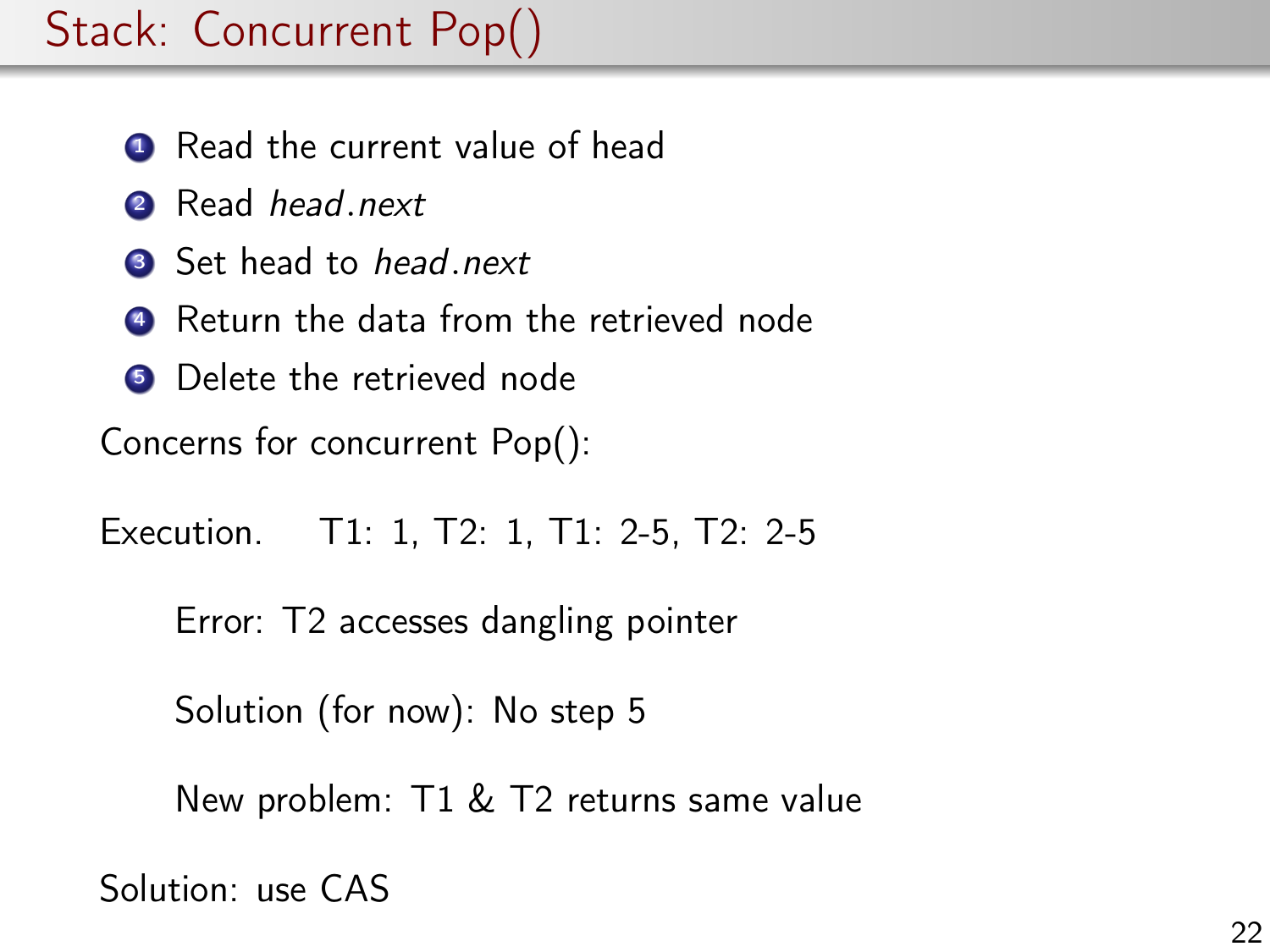# Stack: Concurrent Pop()

1. Read the current value of head
2. Read *head.next*
3. Set head to *head.next*
4. Return the data from the retrieved node
5. Delete the retrieved node

Concerns for concurrent Pop():

Execution.    T1: 1, T2: 1, T1: 2-5, T2: 2-5

> Error: T2 accesses dangling pointer
>
> Solution (for now): No step 5
>
> New problem: T1 & T2 returns same value

Solution: use CAS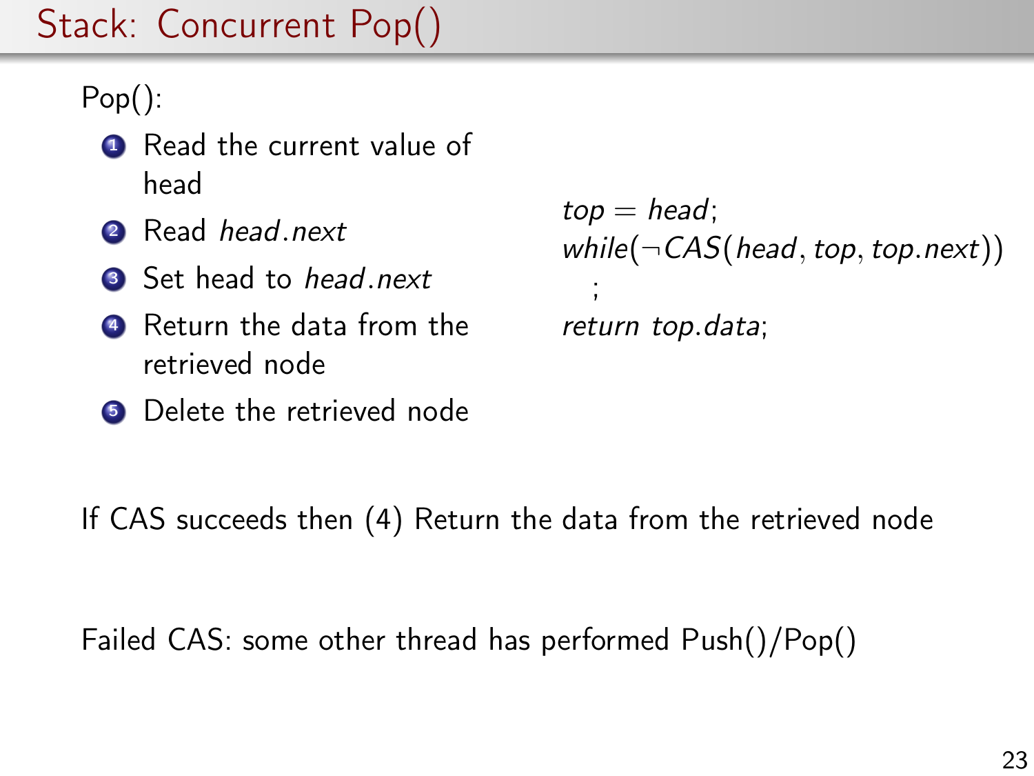# Stack: Concurrent Pop()

Pop():

1. Read the current value of head
2. Read *head.next*
3. Set head to *head.next*
4. Return the data from the retrieved node
5. Delete the retrieved node

$$
\begin{aligned}
&top = head; \\
&while(\neg CAS(head, top, top.next)) \\
&\quad ; \\
&return\ top.data;
\end{aligned}
$$

If CAS succeeds then (4) Return the data from the retrieved node

Failed CAS: some other thread has performed Push()/Pop()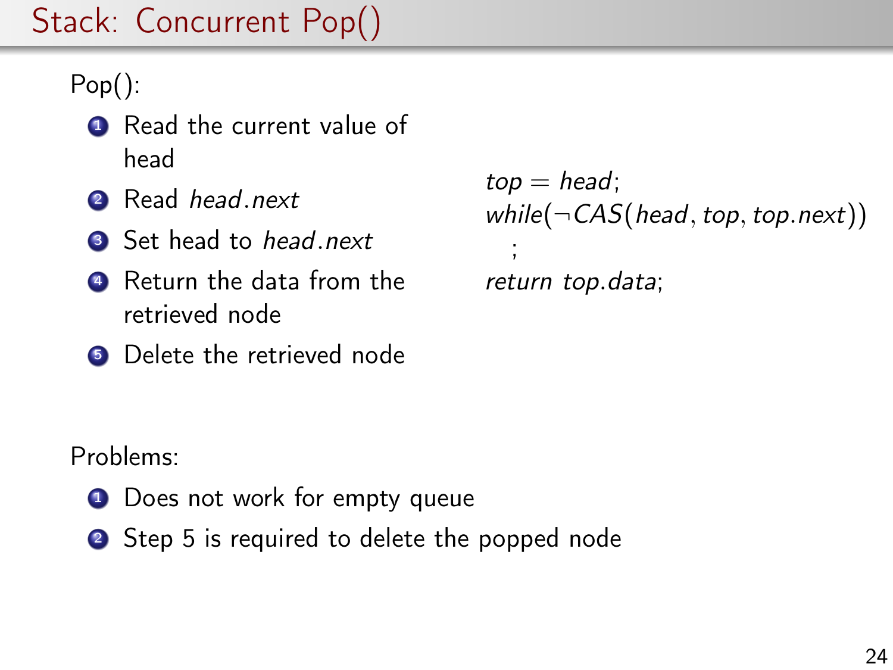# Stack: Concurrent Pop()

Pop():

1. Read the current value of head
2. Read *head.next*
3. Set head to *head.next*
4. Return the data from the retrieved node
5. Delete the retrieved node

$top = head;$
$while(\neg CAS(head, top, top.next))$
$\quad ;$
$return\ top.data;$

Problems:

1. Does not work for empty queue
2. Step 5 is required to delete the popped node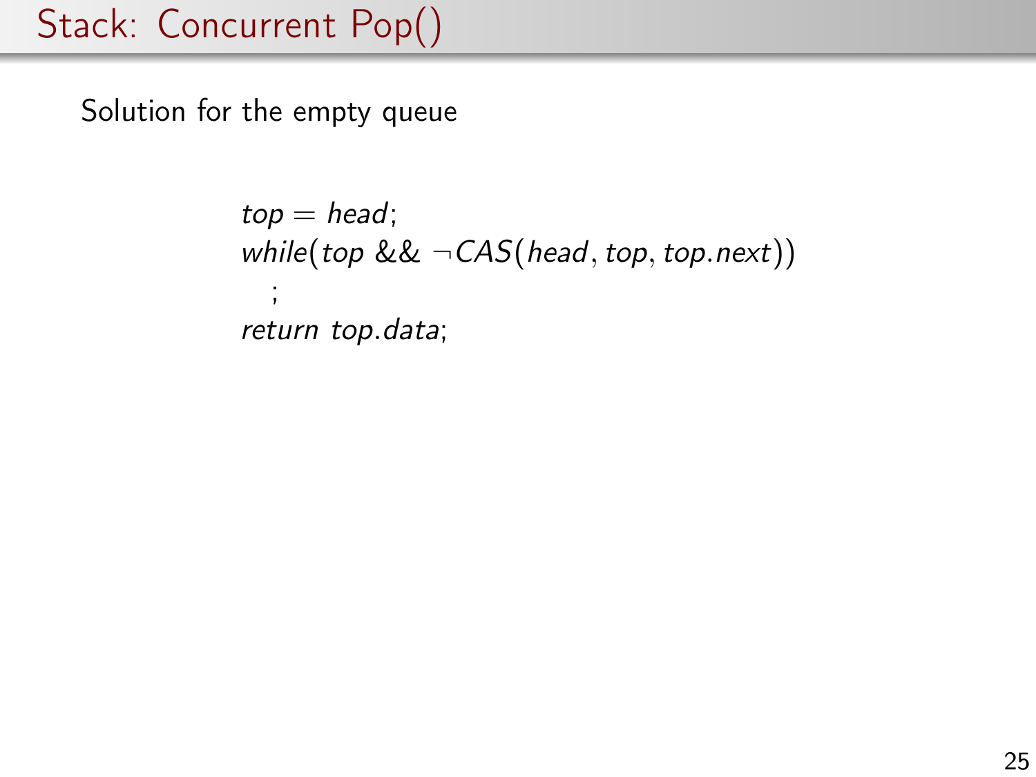# Stack: Concurrent Pop()

Solution for the empty queue

$$
\begin{aligned}
&top = head;\\
&while(top \ \&\& \ \neg CAS(head, top, top.next))\\
&\quad ;\\
&return \ top.data;
\end{aligned}
$$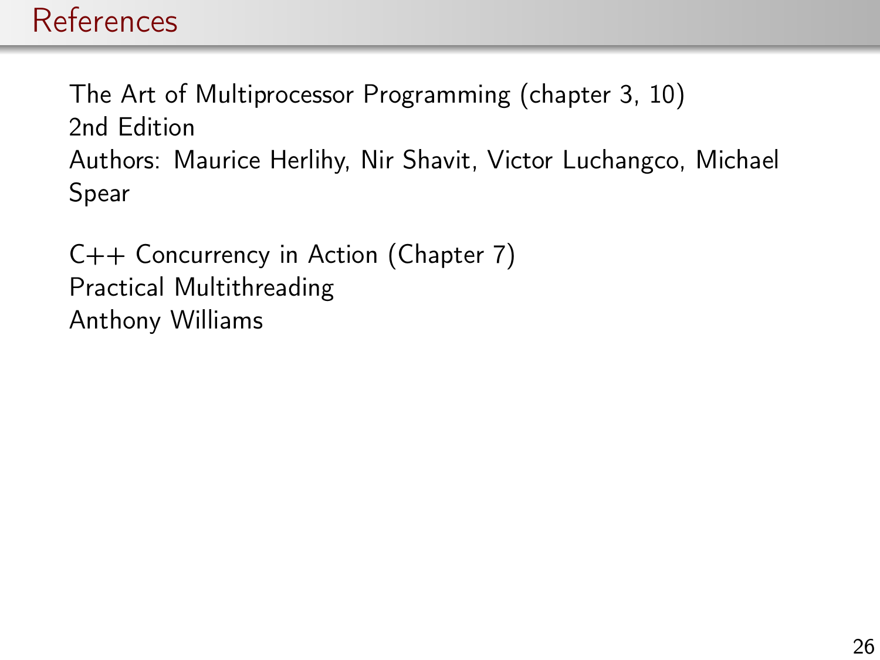# References

The Art of Multiprocessor Programming (chapter 3, 10)
2nd Edition
Authors: Maurice Herlihy, Nir Shavit, Victor Luchangco, Michael Spear

C++ Concurrency in Action (Chapter 7)
Practical Multithreading
Anthony Williams